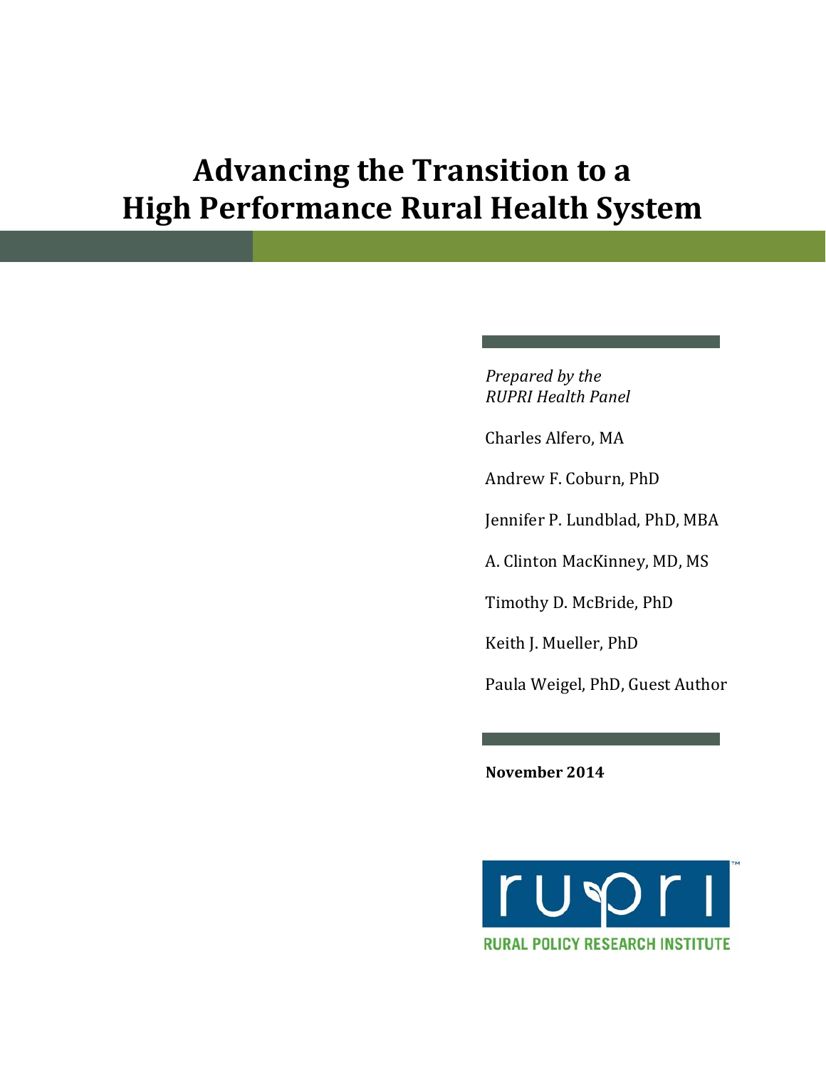# Advancing the Transition to a High Performance Rural Health System

*Prepared by the RUPRI Health Panel*

Charles Alfero, MA

Andrew F. Coburn, PhD

Jennifer P. Lundblad, PhD, MBA

A. Clinton MacKinney, MD, MS

Timothy D. McBride, PhD

Keith J. Mueller, PhD

Paula Weigel, PhD, Guest Author

**November 2014**

RUPRI
RURAL POLICY RESEARCH INSTITUTE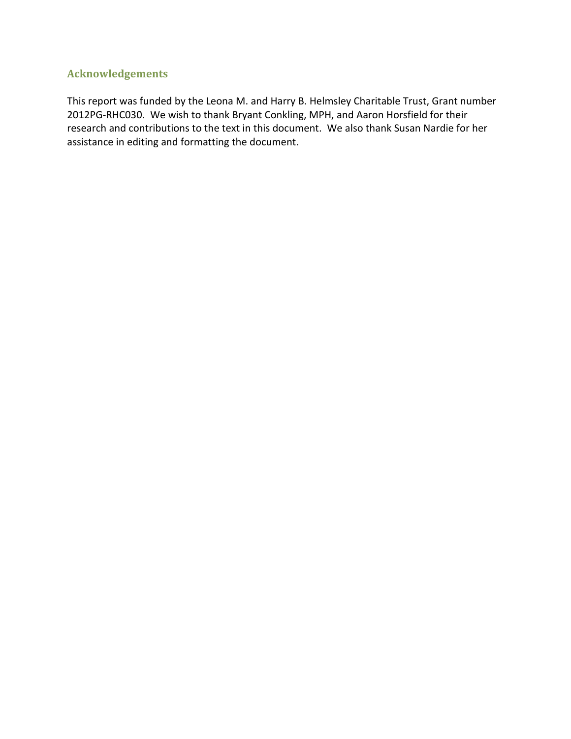## Acknowledgements

This report was funded by the Leona M. and Harry B. Helmsley Charitable Trust, Grant number 2012PG-RHC030. We wish to thank Bryant Conkling, MPH, and Aaron Horsfield for their research and contributions to the text in this document. We also thank Susan Nardie for her assistance in editing and formatting the document.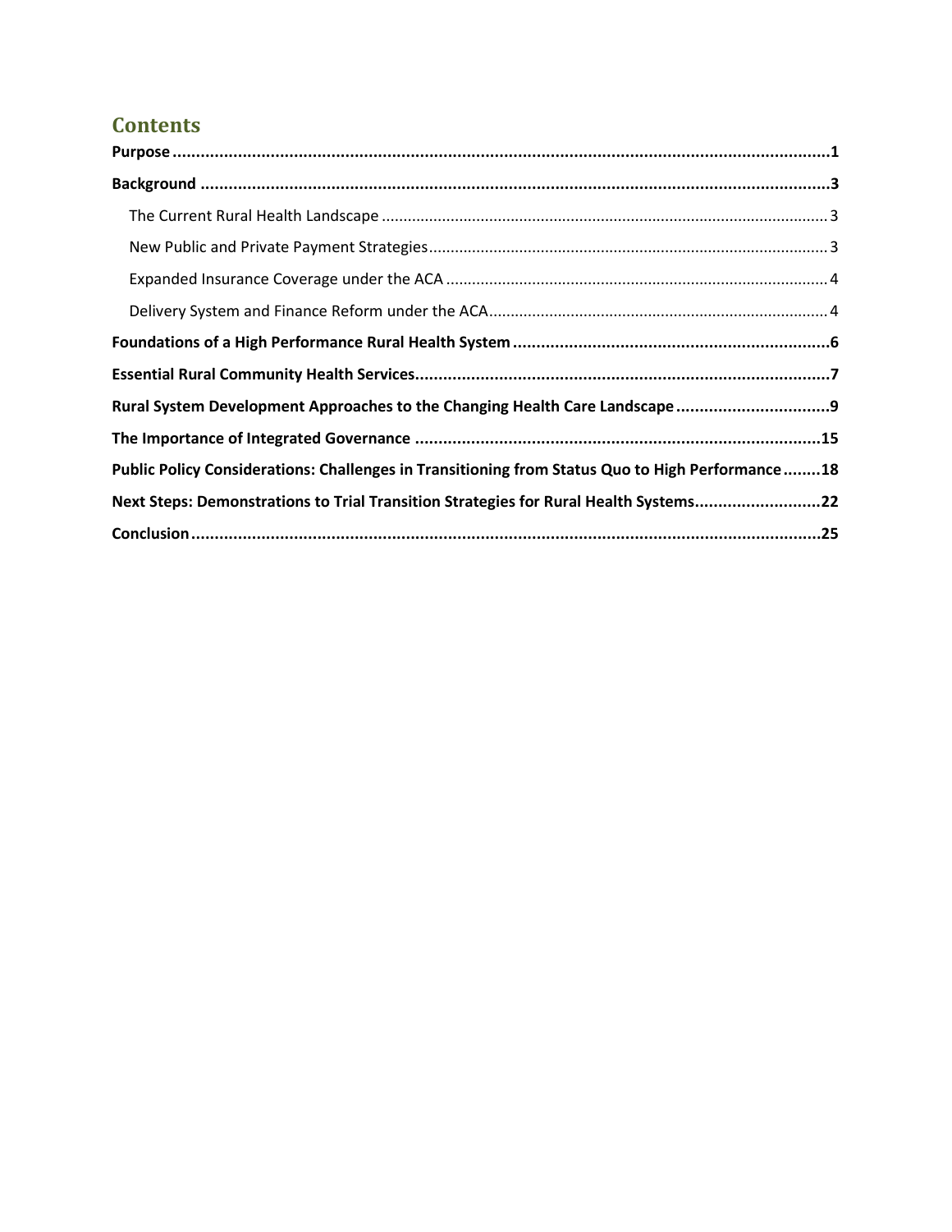# Contents

**Purpose** .......................................................... **1**

**Background** .......................................................... **3**

- The Current Rural Health Landscape .......................................................... 3
- New Public and Private Payment Strategies .......................................................... 3
- Expanded Insurance Coverage under the ACA .......................................................... 4
- Delivery System and Finance Reform under the ACA .......................................................... 4

**Foundations of a High Performance Rural Health System** .......................................................... **6**

**Essential Rural Community Health Services** .......................................................... **7**

**Rural System Development Approaches to the Changing Health Care Landscape** .......................................................... **9**

**The Importance of Integrated Governance** .......................................................... **15**

**Public Policy Considerations: Challenges in Transitioning from Status Quo to High Performance** .......................................................... **18**

**Next Steps: Demonstrations to Trial Transition Strategies for Rural Health Systems** .......................................................... **22**

**Conclusion** .......................................................... **25**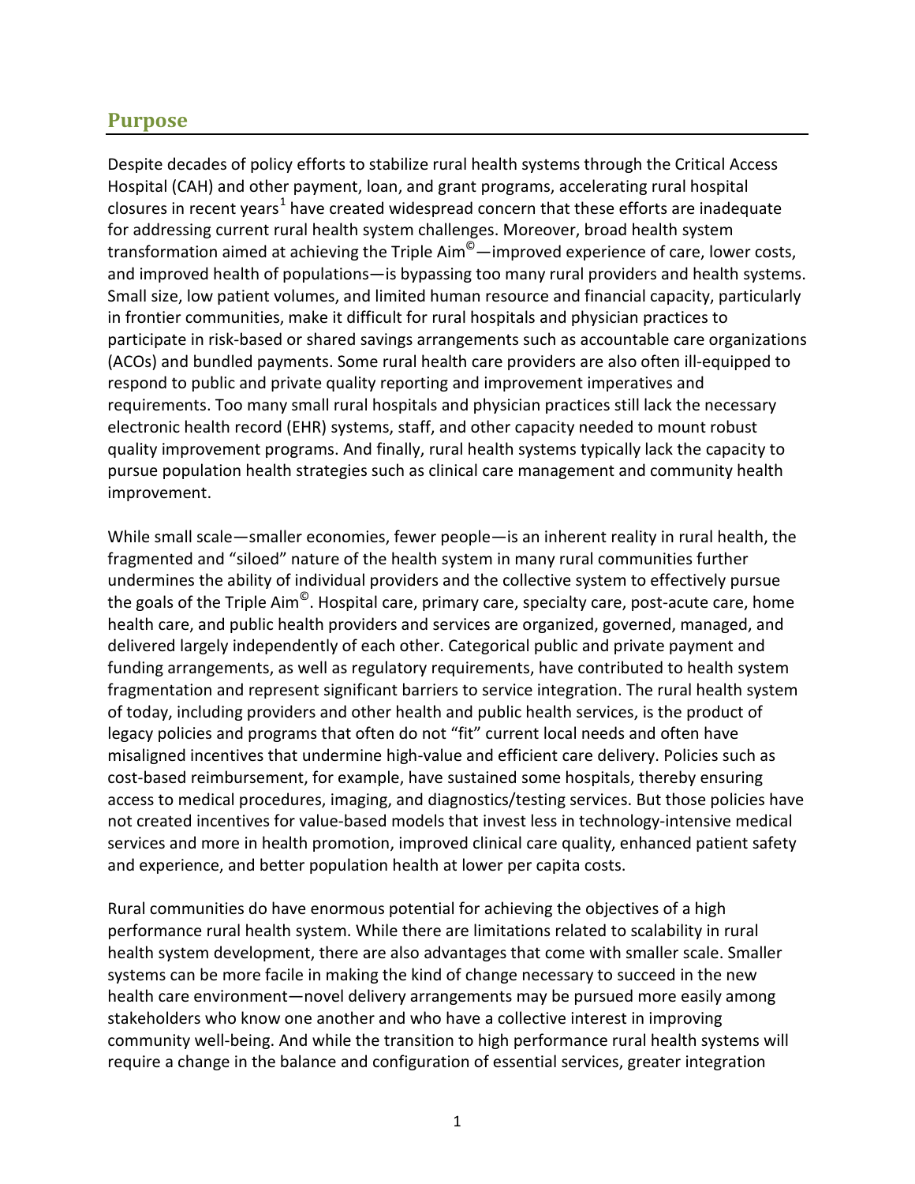## Purpose

Despite decades of policy efforts to stabilize rural health systems through the Critical Access Hospital (CAH) and other payment, loan, and grant programs, accelerating rural hospital closures in recent years[1] have created widespread concern that these efforts are inadequate for addressing current rural health system challenges. Moreover, broad health system transformation aimed at achieving the Triple Aim©—improved experience of care, lower costs, and improved health of populations—is bypassing too many rural providers and health systems. Small size, low patient volumes, and limited human resource and financial capacity, particularly in frontier communities, make it difficult for rural hospitals and physician practices to participate in risk-based or shared savings arrangements such as accountable care organizations (ACOs) and bundled payments. Some rural health care providers are also often ill-equipped to respond to public and private quality reporting and improvement imperatives and requirements. Too many small rural hospitals and physician practices still lack the necessary electronic health record (EHR) systems, staff, and other capacity needed to mount robust quality improvement programs. And finally, rural health systems typically lack the capacity to pursue population health strategies such as clinical care management and community health improvement.

While small scale—smaller economies, fewer people—is an inherent reality in rural health, the fragmented and "siloed" nature of the health system in many rural communities further undermines the ability of individual providers and the collective system to effectively pursue the goals of the Triple Aim©. Hospital care, primary care, specialty care, post-acute care, home health care, and public health providers and services are organized, governed, managed, and delivered largely independently of each other. Categorical public and private payment and funding arrangements, as well as regulatory requirements, have contributed to health system fragmentation and represent significant barriers to service integration. The rural health system of today, including providers and other health and public health services, is the product of legacy policies and programs that often do not "fit" current local needs and often have misaligned incentives that undermine high-value and efficient care delivery. Policies such as cost-based reimbursement, for example, have sustained some hospitals, thereby ensuring access to medical procedures, imaging, and diagnostics/testing services. But those policies have not created incentives for value-based models that invest less in technology-intensive medical services and more in health promotion, improved clinical care quality, enhanced patient safety and experience, and better population health at lower per capita costs.

Rural communities do have enormous potential for achieving the objectives of a high performance rural health system. While there are limitations related to scalability in rural health system development, there are also advantages that come with smaller scale. Smaller systems can be more facile in making the kind of change necessary to succeed in the new health care environment—novel delivery arrangements may be pursued more easily among stakeholders who know one another and who have a collective interest in improving community well-being. And while the transition to high performance rural health systems will require a change in the balance and configuration of essential services, greater integration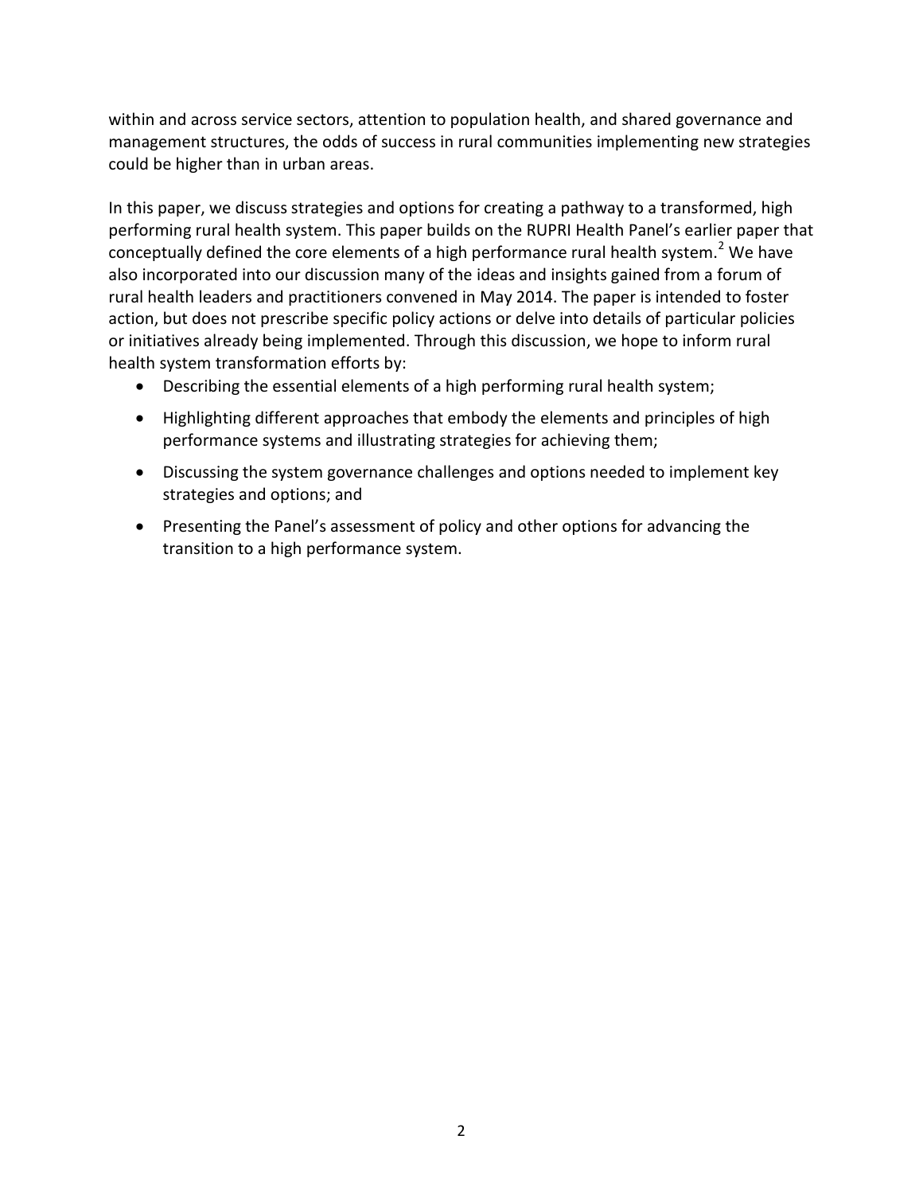within and across service sectors, attention to population health, and shared governance and management structures, the odds of success in rural communities implementing new strategies could be higher than in urban areas.

In this paper, we discuss strategies and options for creating a pathway to a transformed, high performing rural health system. This paper builds on the RUPRI Health Panel's earlier paper that conceptually defined the core elements of a high performance rural health system.[2] We have also incorporated into our discussion many of the ideas and insights gained from a forum of rural health leaders and practitioners convened in May 2014. The paper is intended to foster action, but does not prescribe specific policy actions or delve into details of particular policies or initiatives already being implemented. Through this discussion, we hope to inform rural health system transformation efforts by:

- Describing the essential elements of a high performing rural health system;
- Highlighting different approaches that embody the elements and principles of high performance systems and illustrating strategies for achieving them;
- Discussing the system governance challenges and options needed to implement key strategies and options; and
- Presenting the Panel's assessment of policy and other options for advancing the transition to a high performance system.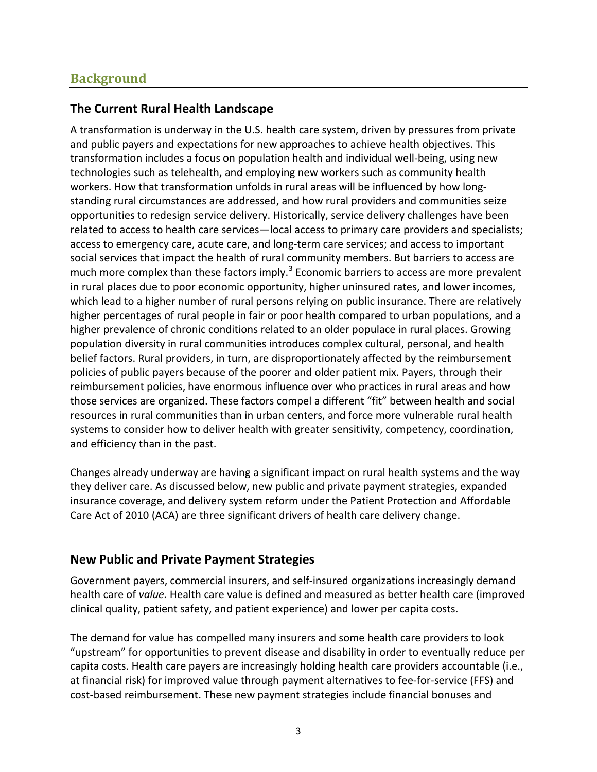## Background

### The Current Rural Health Landscape

A transformation is underway in the U.S. health care system, driven by pressures from private and public payers and expectations for new approaches to achieve health objectives. This transformation includes a focus on population health and individual well-being, using new technologies such as telehealth, and employing new workers such as community health workers. How that transformation unfolds in rural areas will be influenced by how long-standing rural circumstances are addressed, and how rural providers and communities seize opportunities to redesign service delivery. Historically, service delivery challenges have been related to access to health care services—local access to primary care providers and specialists; access to emergency care, acute care, and long-term care services; and access to important social services that impact the health of rural community members. But barriers to access are much more complex than these factors imply.[3] Economic barriers to access are more prevalent in rural places due to poor economic opportunity, higher uninsured rates, and lower incomes, which lead to a higher number of rural persons relying on public insurance. There are relatively higher percentages of rural people in fair or poor health compared to urban populations, and a higher prevalence of chronic conditions related to an older populace in rural places. Growing population diversity in rural communities introduces complex cultural, personal, and health belief factors. Rural providers, in turn, are disproportionately affected by the reimbursement policies of public payers because of the poorer and older patient mix. Payers, through their reimbursement policies, have enormous influence over who practices in rural areas and how those services are organized. These factors compel a different "fit" between health and social resources in rural communities than in urban centers, and force more vulnerable rural health systems to consider how to deliver health with greater sensitivity, competency, coordination, and efficiency than in the past.

Changes already underway are having a significant impact on rural health systems and the way they deliver care. As discussed below, new public and private payment strategies, expanded insurance coverage, and delivery system reform under the Patient Protection and Affordable Care Act of 2010 (ACA) are three significant drivers of health care delivery change.

### New Public and Private Payment Strategies

Government payers, commercial insurers, and self-insured organizations increasingly demand health care of *value.* Health care value is defined and measured as better health care (improved clinical quality, patient safety, and patient experience) and lower per capita costs.

The demand for value has compelled many insurers and some health care providers to look "upstream" for opportunities to prevent disease and disability in order to eventually reduce per capita costs. Health care payers are increasingly holding health care providers accountable (i.e., at financial risk) for improved value through payment alternatives to fee-for-service (FFS) and cost-based reimbursement. These new payment strategies include financial bonuses and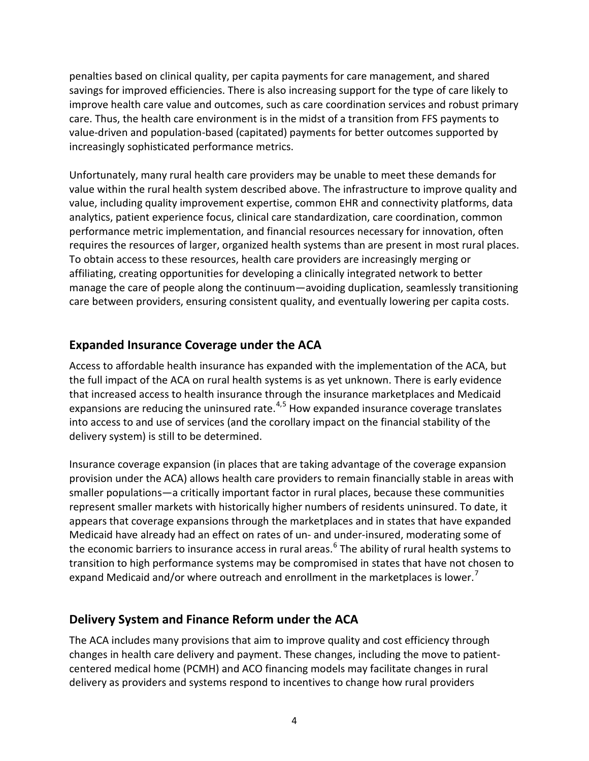penalties based on clinical quality, per capita payments for care management, and shared savings for improved efficiencies. There is also increasing support for the type of care likely to improve health care value and outcomes, such as care coordination services and robust primary care. Thus, the health care environment is in the midst of a transition from FFS payments to value-driven and population-based (capitated) payments for better outcomes supported by increasingly sophisticated performance metrics.

Unfortunately, many rural health care providers may be unable to meet these demands for value within the rural health system described above. The infrastructure to improve quality and value, including quality improvement expertise, common EHR and connectivity platforms, data analytics, patient experience focus, clinical care standardization, care coordination, common performance metric implementation, and financial resources necessary for innovation, often requires the resources of larger, organized health systems than are present in most rural places. To obtain access to these resources, health care providers are increasingly merging or affiliating, creating opportunities for developing a clinically integrated network to better manage the care of people along the continuum—avoiding duplication, seamlessly transitioning care between providers, ensuring consistent quality, and eventually lowering per capita costs.

## Expanded Insurance Coverage under the ACA

Access to affordable health insurance has expanded with the implementation of the ACA, but the full impact of the ACA on rural health systems is as yet unknown. There is early evidence that increased access to health insurance through the insurance marketplaces and Medicaid expansions are reducing the uninsured rate.[4,5] How expanded insurance coverage translates into access to and use of services (and the corollary impact on the financial stability of the delivery system) is still to be determined.

Insurance coverage expansion (in places that are taking advantage of the coverage expansion provision under the ACA) allows health care providers to remain financially stable in areas with smaller populations—a critically important factor in rural places, because these communities represent smaller markets with historically higher numbers of residents uninsured. To date, it appears that coverage expansions through the marketplaces and in states that have expanded Medicaid have already had an effect on rates of un- and under-insured, moderating some of the economic barriers to insurance access in rural areas.[6] The ability of rural health systems to transition to high performance systems may be compromised in states that have not chosen to expand Medicaid and/or where outreach and enrollment in the marketplaces is lower.[7]

## Delivery System and Finance Reform under the ACA

The ACA includes many provisions that aim to improve quality and cost efficiency through changes in health care delivery and payment. These changes, including the move to patient-centered medical home (PCMH) and ACO financing models may facilitate changes in rural delivery as providers and systems respond to incentives to change how rural providers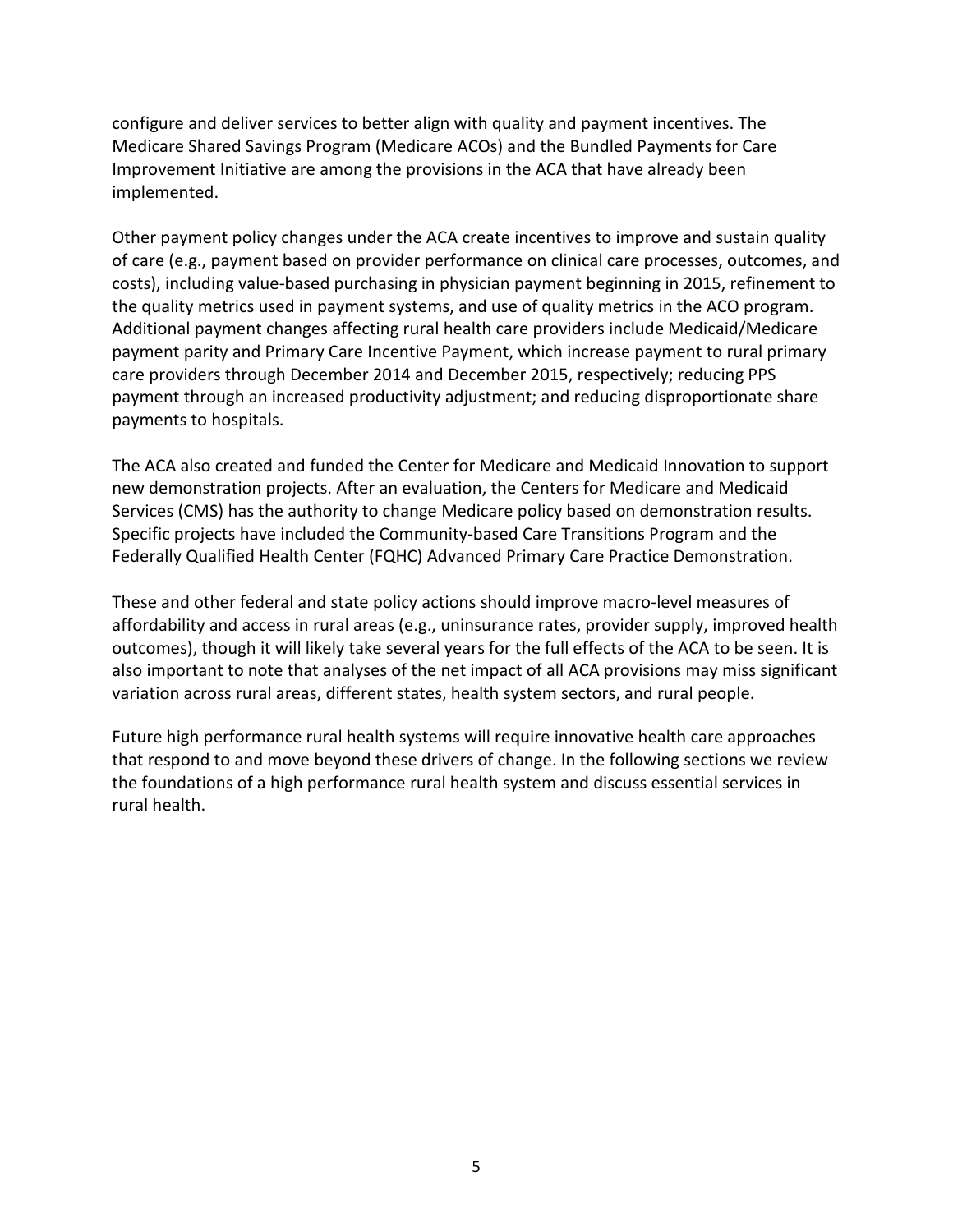configure and deliver services to better align with quality and payment incentives. The Medicare Shared Savings Program (Medicare ACOs) and the Bundled Payments for Care Improvement Initiative are among the provisions in the ACA that have already been implemented.

Other payment policy changes under the ACA create incentives to improve and sustain quality of care (e.g., payment based on provider performance on clinical care processes, outcomes, and costs), including value-based purchasing in physician payment beginning in 2015, refinement to the quality metrics used in payment systems, and use of quality metrics in the ACO program. Additional payment changes affecting rural health care providers include Medicaid/Medicare payment parity and Primary Care Incentive Payment, which increase payment to rural primary care providers through December 2014 and December 2015, respectively; reducing PPS payment through an increased productivity adjustment; and reducing disproportionate share payments to hospitals.

The ACA also created and funded the Center for Medicare and Medicaid Innovation to support new demonstration projects. After an evaluation, the Centers for Medicare and Medicaid Services (CMS) has the authority to change Medicare policy based on demonstration results. Specific projects have included the Community-based Care Transitions Program and the Federally Qualified Health Center (FQHC) Advanced Primary Care Practice Demonstration.

These and other federal and state policy actions should improve macro-level measures of affordability and access in rural areas (e.g., uninsurance rates, provider supply, improved health outcomes), though it will likely take several years for the full effects of the ACA to be seen. It is also important to note that analyses of the net impact of all ACA provisions may miss significant variation across rural areas, different states, health system sectors, and rural people.

Future high performance rural health systems will require innovative health care approaches that respond to and move beyond these drivers of change. In the following sections we review the foundations of a high performance rural health system and discuss essential services in rural health.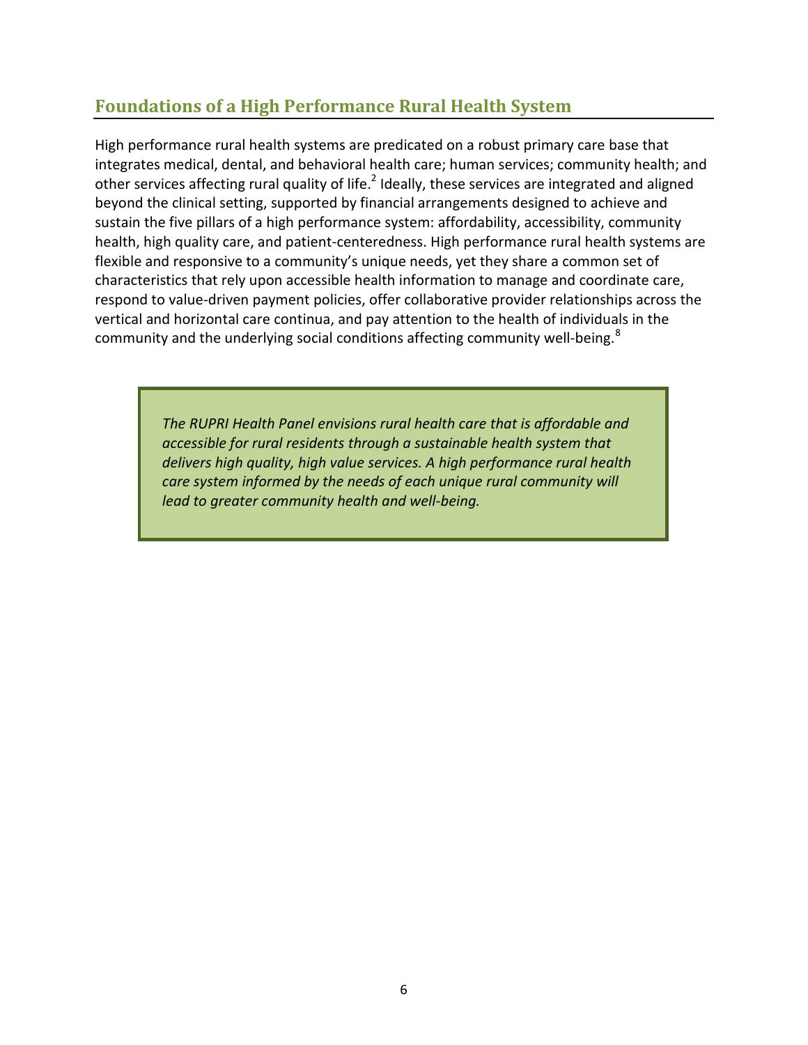## Foundations of a High Performance Rural Health System

High performance rural health systems are predicated on a robust primary care base that integrates medical, dental, and behavioral health care; human services; community health; and other services affecting rural quality of life.[2] Ideally, these services are integrated and aligned beyond the clinical setting, supported by financial arrangements designed to achieve and sustain the five pillars of a high performance system: affordability, accessibility, community health, high quality care, and patient-centeredness. High performance rural health systems are flexible and responsive to a community's unique needs, yet they share a common set of characteristics that rely upon accessible health information to manage and coordinate care, respond to value-driven payment policies, offer collaborative provider relationships across the vertical and horizontal care continua, and pay attention to the health of individuals in the community and the underlying social conditions affecting community well-being.[8]

> *The RUPRI Health Panel envisions rural health care that is affordable and accessible for rural residents through a sustainable health system that delivers high quality, high value services. A high performance rural health care system informed by the needs of each unique rural community will lead to greater community health and well-being.*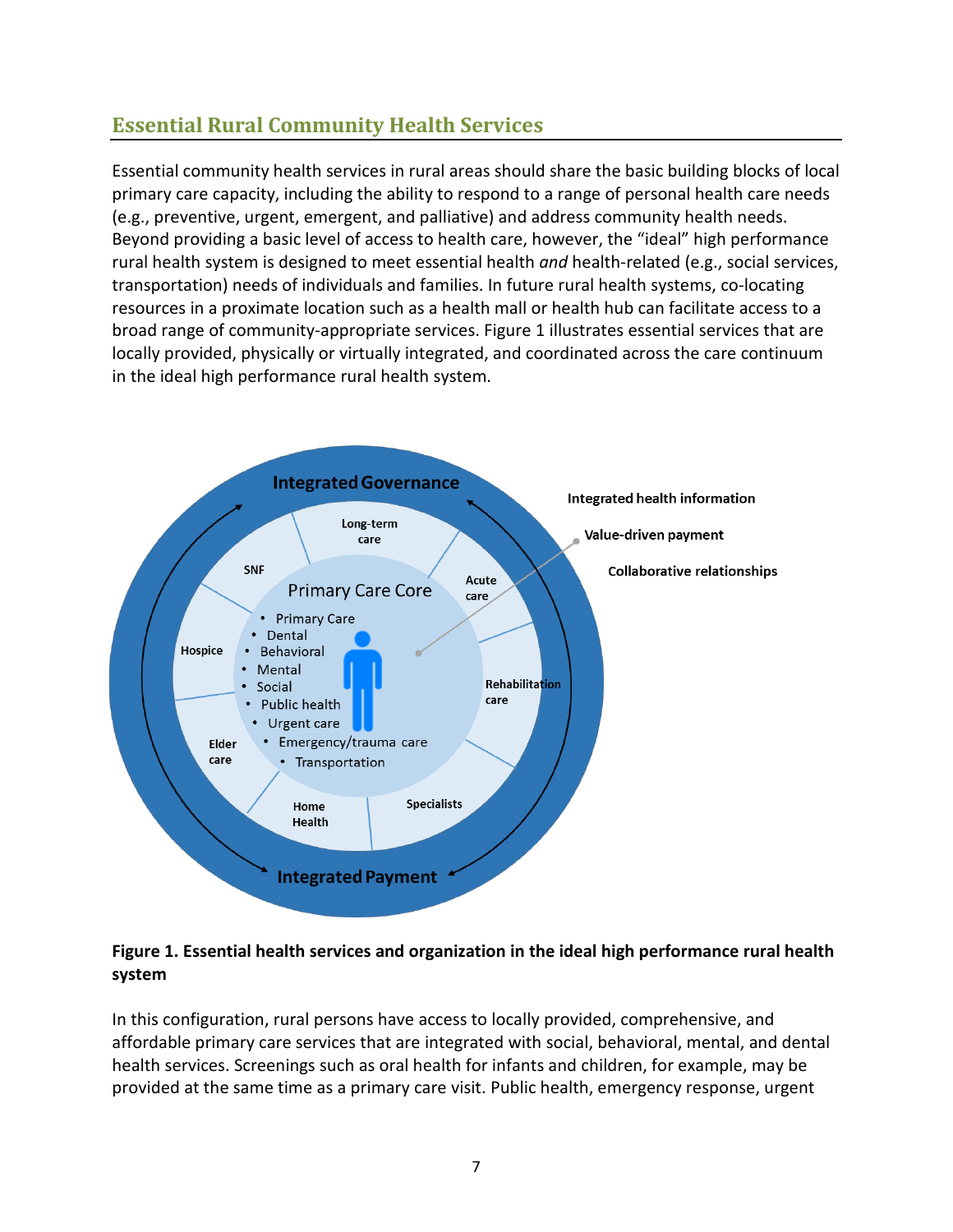## Essential Rural Community Health Services

Essential community health services in rural areas should share the basic building blocks of local primary care capacity, including the ability to respond to a range of personal health care needs (e.g., preventive, urgent, emergent, and palliative) and address community health needs. Beyond providing a basic level of access to health care, however, the "ideal" high performance rural health system is designed to meet essential health *and* health-related (e.g., social services, transportation) needs of individuals and families. In future rural health systems, co-locating resources in a proximate location such as a health mall or health hub can facilitate access to a broad range of community-appropriate services. Figure 1 illustrates essential services that are locally provided, physically or virtually integrated, and coordinated across the care continuum in the ideal high performance rural health system.

**Figure 1. Essential health services and organization in the ideal high performance rural health system**

In this configuration, rural persons have access to locally provided, comprehensive, and affordable primary care services that are integrated with social, behavioral, mental, and dental health services. Screenings such as oral health for infants and children, for example, may be provided at the same time as a primary care visit. Public health, emergency response, urgent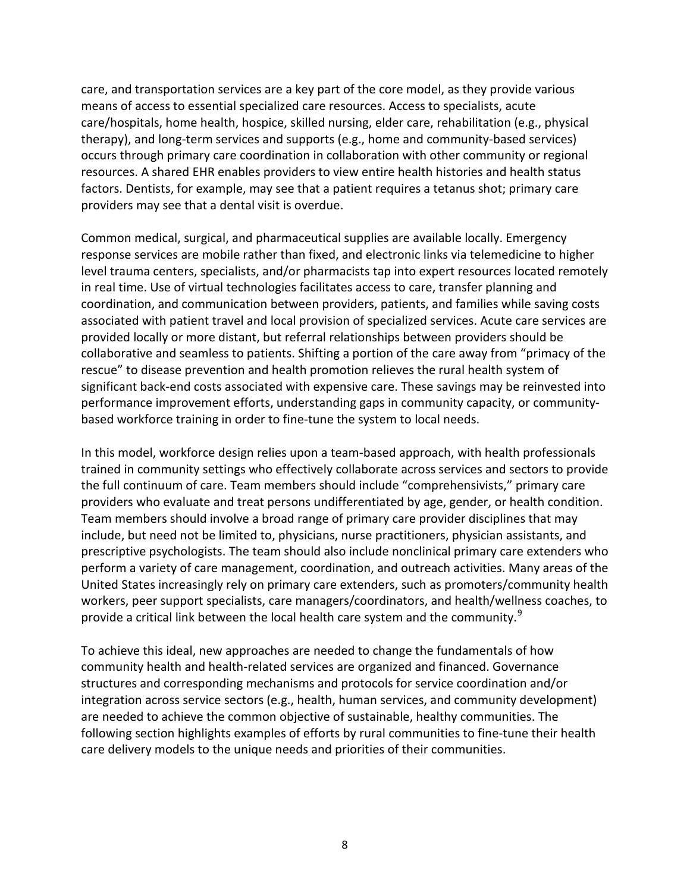care, and transportation services are a key part of the core model, as they provide various means of access to essential specialized care resources. Access to specialists, acute care/hospitals, home health, hospice, skilled nursing, elder care, rehabilitation (e.g., physical therapy), and long-term services and supports (e.g., home and community-based services) occurs through primary care coordination in collaboration with other community or regional resources. A shared EHR enables providers to view entire health histories and health status factors. Dentists, for example, may see that a patient requires a tetanus shot; primary care providers may see that a dental visit is overdue.

Common medical, surgical, and pharmaceutical supplies are available locally. Emergency response services are mobile rather than fixed, and electronic links via telemedicine to higher level trauma centers, specialists, and/or pharmacists tap into expert resources located remotely in real time. Use of virtual technologies facilitates access to care, transfer planning and coordination, and communication between providers, patients, and families while saving costs associated with patient travel and local provision of specialized services. Acute care services are provided locally or more distant, but referral relationships between providers should be collaborative and seamless to patients. Shifting a portion of the care away from "primacy of the rescue" to disease prevention and health promotion relieves the rural health system of significant back-end costs associated with expensive care. These savings may be reinvested into performance improvement efforts, understanding gaps in community capacity, or community-based workforce training in order to fine-tune the system to local needs.

In this model, workforce design relies upon a team-based approach, with health professionals trained in community settings who effectively collaborate across services and sectors to provide the full continuum of care. Team members should include "comprehensivists," primary care providers who evaluate and treat persons undifferentiated by age, gender, or health condition. Team members should involve a broad range of primary care provider disciplines that may include, but need not be limited to, physicians, nurse practitioners, physician assistants, and prescriptive psychologists. The team should also include nonclinical primary care extenders who perform a variety of care management, coordination, and outreach activities. Many areas of the United States increasingly rely on primary care extenders, such as promoters/community health workers, peer support specialists, care managers/coordinators, and health/wellness coaches, to provide a critical link between the local health care system and the community.[9]

To achieve this ideal, new approaches are needed to change the fundamentals of how community health and health-related services are organized and financed. Governance structures and corresponding mechanisms and protocols for service coordination and/or integration across service sectors (e.g., health, human services, and community development) are needed to achieve the common objective of sustainable, healthy communities. The following section highlights examples of efforts by rural communities to fine-tune their health care delivery models to the unique needs and priorities of their communities.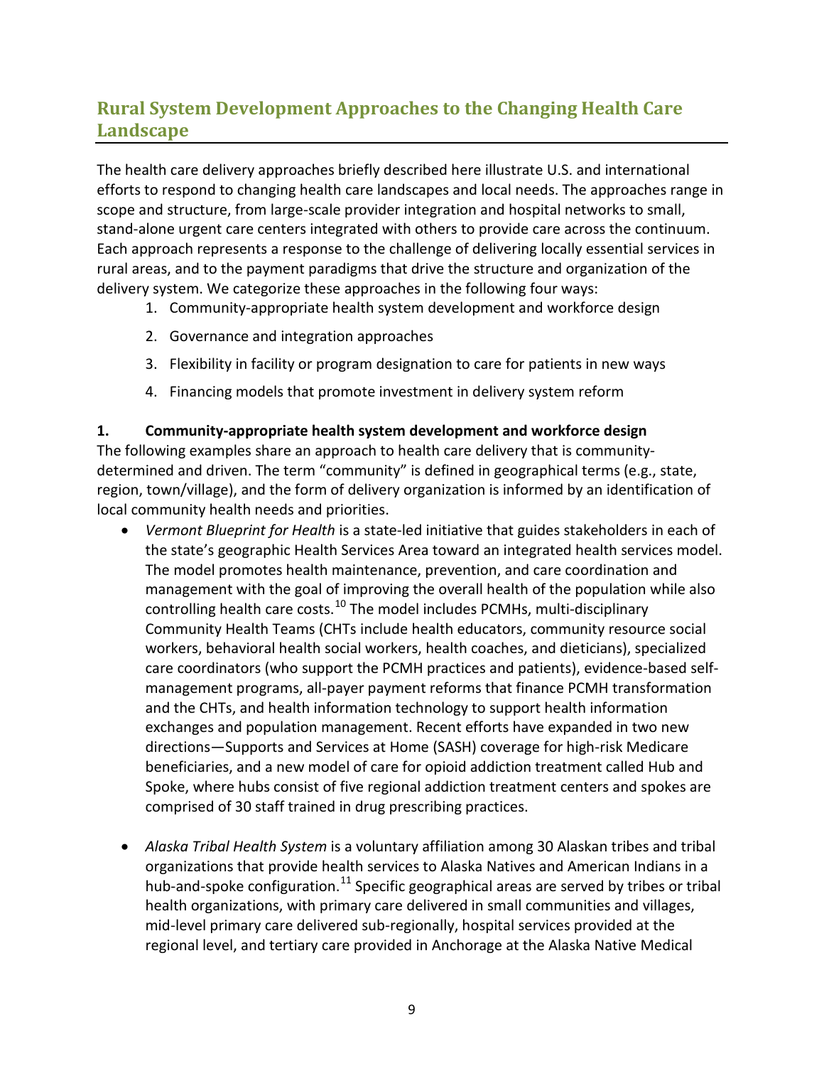## Rural System Development Approaches to the Changing Health Care Landscape

The health care delivery approaches briefly described here illustrate U.S. and international efforts to respond to changing health care landscapes and local needs. The approaches range in scope and structure, from large-scale provider integration and hospital networks to small, stand-alone urgent care centers integrated with others to provide care across the continuum. Each approach represents a response to the challenge of delivering locally essential services in rural areas, and to the payment paradigms that drive the structure and organization of the delivery system. We categorize these approaches in the following four ways:

1. Community-appropriate health system development and workforce design
2. Governance and integration approaches
3. Flexibility in facility or program designation to care for patients in new ways
4. Financing models that promote investment in delivery system reform

### 1. Community-appropriate health system development and workforce design

The following examples share an approach to health care delivery that is community-determined and driven. The term "community" is defined in geographical terms (e.g., state, region, town/village), and the form of delivery organization is informed by an identification of local community health needs and priorities.

- *Vermont Blueprint for Health* is a state-led initiative that guides stakeholders in each of the state's geographic Health Services Area toward an integrated health services model. The model promotes health maintenance, prevention, and care coordination and management with the goal of improving the overall health of the population while also controlling health care costs.[10] The model includes PCMHs, multi-disciplinary Community Health Teams (CHTs include health educators, community resource social workers, behavioral health social workers, health coaches, and dieticians), specialized care coordinators (who support the PCMH practices and patients), evidence-based self-management programs, all-payer payment reforms that finance PCMH transformation and the CHTs, and health information technology to support health information exchanges and population management. Recent efforts have expanded in two new directions—Supports and Services at Home (SASH) coverage for high-risk Medicare beneficiaries, and a new model of care for opioid addiction treatment called Hub and Spoke, where hubs consist of five regional addiction treatment centers and spokes are comprised of 30 staff trained in drug prescribing practices.

- *Alaska Tribal Health System* is a voluntary affiliation among 30 Alaskan tribes and tribal organizations that provide health services to Alaska Natives and American Indians in a hub-and-spoke configuration.[11] Specific geographical areas are served by tribes or tribal health organizations, with primary care delivered in small communities and villages, mid-level primary care delivered sub-regionally, hospital services provided at the regional level, and tertiary care provided in Anchorage at the Alaska Native Medical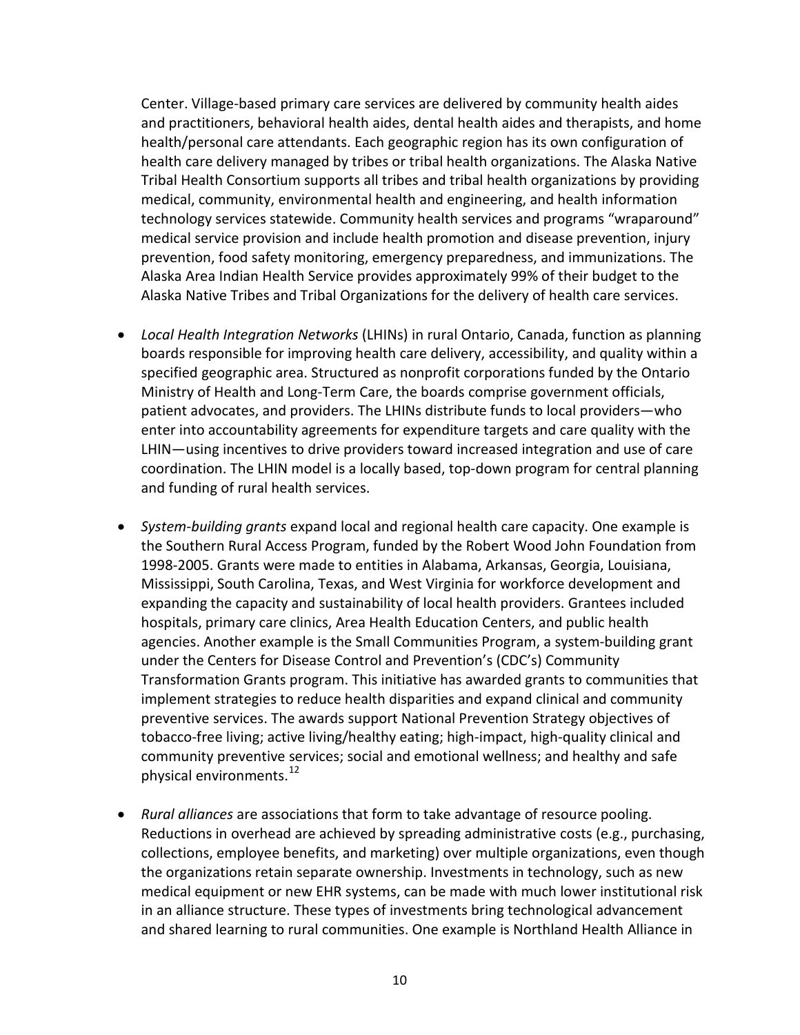Center. Village-based primary care services are delivered by community health aides and practitioners, behavioral health aides, dental health aides and therapists, and home health/personal care attendants. Each geographic region has its own configuration of health care delivery managed by tribes or tribal health organizations. The Alaska Native Tribal Health Consortium supports all tribes and tribal health organizations by providing medical, community, environmental health and engineering, and health information technology services statewide. Community health services and programs "wraparound" medical service provision and include health promotion and disease prevention, injury prevention, food safety monitoring, emergency preparedness, and immunizations. The Alaska Area Indian Health Service provides approximately 99% of their budget to the Alaska Native Tribes and Tribal Organizations for the delivery of health care services.

- *Local Health Integration Networks* (LHINs) in rural Ontario, Canada, function as planning boards responsible for improving health care delivery, accessibility, and quality within a specified geographic area. Structured as nonprofit corporations funded by the Ontario Ministry of Health and Long-Term Care, the boards comprise government officials, patient advocates, and providers. The LHINs distribute funds to local providers—who enter into accountability agreements for expenditure targets and care quality with the LHIN—using incentives to drive providers toward increased integration and use of care coordination. The LHIN model is a locally based, top-down program for central planning and funding of rural health services.

- *System-building grants* expand local and regional health care capacity. One example is the Southern Rural Access Program, funded by the Robert Wood John Foundation from 1998-2005. Grants were made to entities in Alabama, Arkansas, Georgia, Louisiana, Mississippi, South Carolina, Texas, and West Virginia for workforce development and expanding the capacity and sustainability of local health providers. Grantees included hospitals, primary care clinics, Area Health Education Centers, and public health agencies. Another example is the Small Communities Program, a system-building grant under the Centers for Disease Control and Prevention's (CDC's) Community Transformation Grants program. This initiative has awarded grants to communities that implement strategies to reduce health disparities and expand clinical and community preventive services. The awards support National Prevention Strategy objectives of tobacco-free living; active living/healthy eating; high-impact, high-quality clinical and community preventive services; social and emotional wellness; and healthy and safe physical environments.[12]

- *Rural alliances* are associations that form to take advantage of resource pooling. Reductions in overhead are achieved by spreading administrative costs (e.g., purchasing, collections, employee benefits, and marketing) over multiple organizations, even though the organizations retain separate ownership. Investments in technology, such as new medical equipment or new EHR systems, can be made with much lower institutional risk in an alliance structure. These types of investments bring technological advancement and shared learning to rural communities. One example is Northland Health Alliance in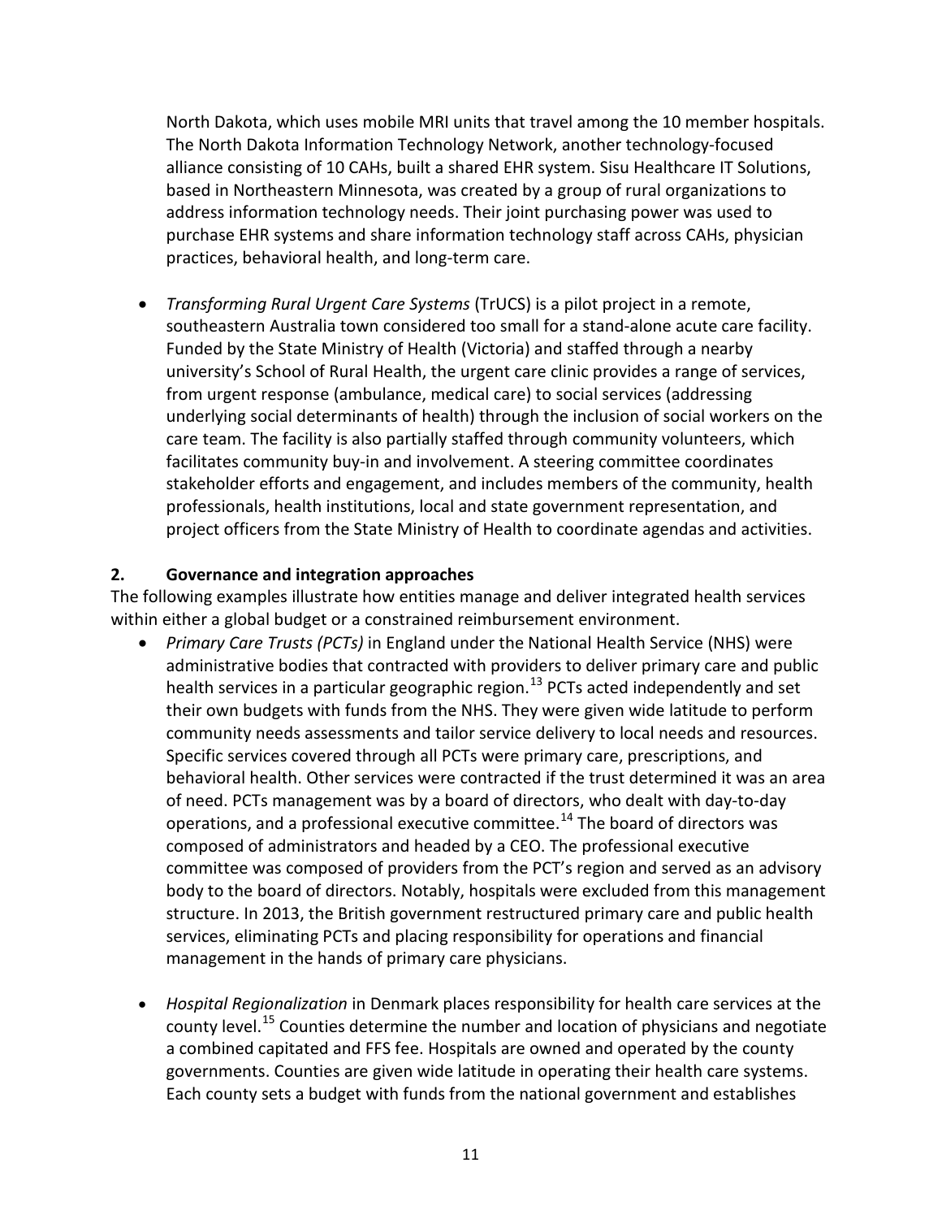North Dakota, which uses mobile MRI units that travel among the 10 member hospitals. The North Dakota Information Technology Network, another technology-focused alliance consisting of 10 CAHs, built a shared EHR system. Sisu Healthcare IT Solutions, based in Northeastern Minnesota, was created by a group of rural organizations to address information technology needs. Their joint purchasing power was used to purchase EHR systems and share information technology staff across CAHs, physician practices, behavioral health, and long-term care.

- *Transforming Rural Urgent Care Systems* (TrUCS) is a pilot project in a remote, southeastern Australia town considered too small for a stand-alone acute care facility. Funded by the State Ministry of Health (Victoria) and staffed through a nearby university's School of Rural Health, the urgent care clinic provides a range of services, from urgent response (ambulance, medical care) to social services (addressing underlying social determinants of health) through the inclusion of social workers on the care team. The facility is also partially staffed through community volunteers, which facilitates community buy-in and involvement. A steering committee coordinates stakeholder efforts and engagement, and includes members of the community, health professionals, health institutions, local and state government representation, and project officers from the State Ministry of Health to coordinate agendas and activities.

## 2. Governance and integration approaches

The following examples illustrate how entities manage and deliver integrated health services within either a global budget or a constrained reimbursement environment.

- *Primary Care Trusts (PCTs)* in England under the National Health Service (NHS) were administrative bodies that contracted with providers to deliver primary care and public health services in a particular geographic region.[13] PCTs acted independently and set their own budgets with funds from the NHS. They were given wide latitude to perform community needs assessments and tailor service delivery to local needs and resources. Specific services covered through all PCTs were primary care, prescriptions, and behavioral health. Other services were contracted if the trust determined it was an area of need. PCTs management was by a board of directors, who dealt with day-to-day operations, and a professional executive committee.[14] The board of directors was composed of administrators and headed by a CEO. The professional executive committee was composed of providers from the PCT's region and served as an advisory body to the board of directors. Notably, hospitals were excluded from this management structure. In 2013, the British government restructured primary care and public health services, eliminating PCTs and placing responsibility for operations and financial management in the hands of primary care physicians.

- *Hospital Regionalization* in Denmark places responsibility for health care services at the county level.[15] Counties determine the number and location of physicians and negotiate a combined capitated and FFS fee. Hospitals are owned and operated by the county governments. Counties are given wide latitude in operating their health care systems. Each county sets a budget with funds from the national government and establishes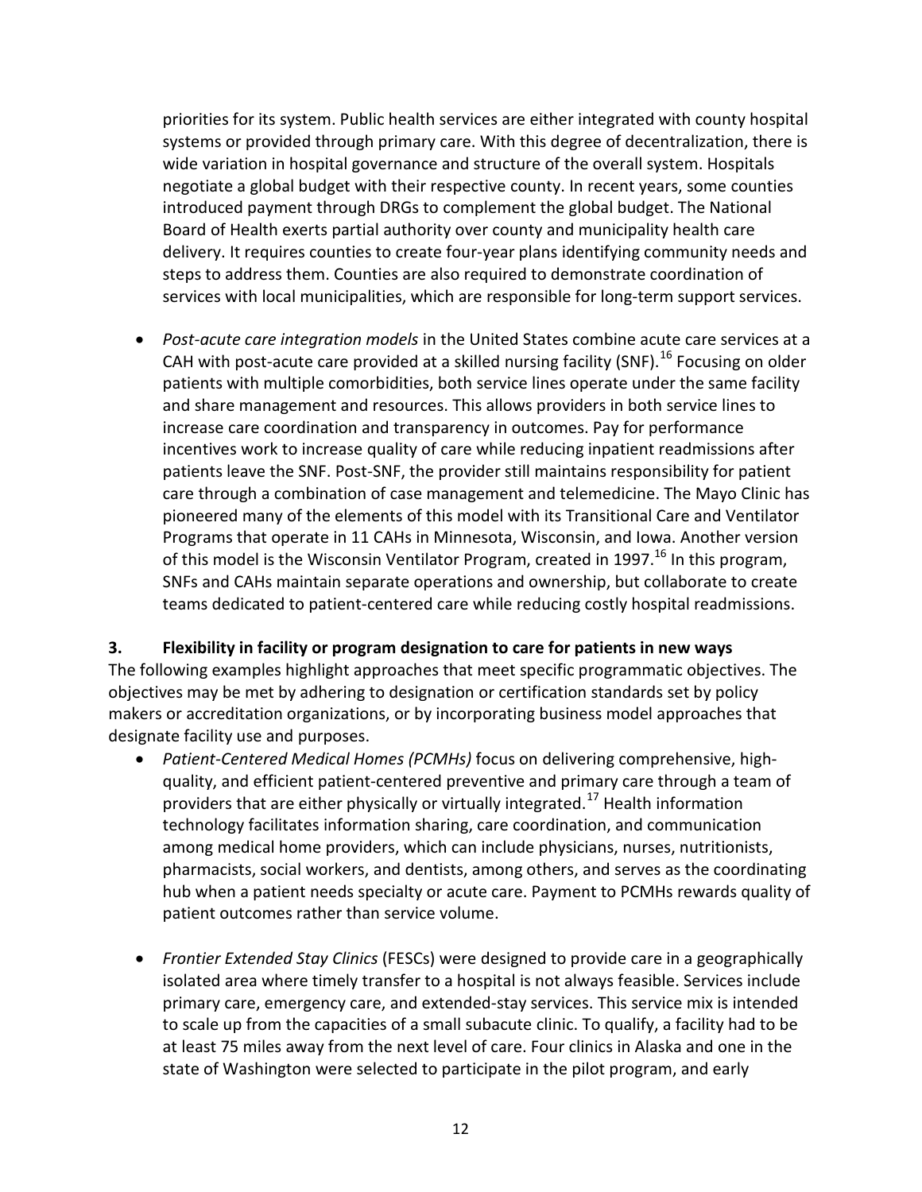priorities for its system. Public health services are either integrated with county hospital systems or provided through primary care. With this degree of decentralization, there is wide variation in hospital governance and structure of the overall system. Hospitals negotiate a global budget with their respective county. In recent years, some counties introduced payment through DRGs to complement the global budget. The National Board of Health exerts partial authority over county and municipality health care delivery. It requires counties to create four-year plans identifying community needs and steps to address them. Counties are also required to demonstrate coordination of services with local municipalities, which are responsible for long-term support services.

- *Post-acute care integration models* in the United States combine acute care services at a CAH with post-acute care provided at a skilled nursing facility (SNF).[16] Focusing on older patients with multiple comorbidities, both service lines operate under the same facility and share management and resources. This allows providers in both service lines to increase care coordination and transparency in outcomes. Pay for performance incentives work to increase quality of care while reducing inpatient readmissions after patients leave the SNF. Post-SNF, the provider still maintains responsibility for patient care through a combination of case management and telemedicine. The Mayo Clinic has pioneered many of the elements of this model with its Transitional Care and Ventilator Programs that operate in 11 CAHs in Minnesota, Wisconsin, and Iowa. Another version of this model is the Wisconsin Ventilator Program, created in 1997.[16] In this program, SNFs and CAHs maintain separate operations and ownership, but collaborate to create teams dedicated to patient-centered care while reducing costly hospital readmissions.

**3. Flexibility in facility or program designation to care for patients in new ways**

The following examples highlight approaches that meet specific programmatic objectives. The objectives may be met by adhering to designation or certification standards set by policy makers or accreditation organizations, or by incorporating business model approaches that designate facility use and purposes.

- *Patient-Centered Medical Homes (PCMHs)* focus on delivering comprehensive, high-quality, and efficient patient-centered preventive and primary care through a team of providers that are either physically or virtually integrated.[17] Health information technology facilitates information sharing, care coordination, and communication among medical home providers, which can include physicians, nurses, nutritionists, pharmacists, social workers, and dentists, among others, and serves as the coordinating hub when a patient needs specialty or acute care. Payment to PCMHs rewards quality of patient outcomes rather than service volume.

- *Frontier Extended Stay Clinics* (FESCs) were designed to provide care in a geographically isolated area where timely transfer to a hospital is not always feasible. Services include primary care, emergency care, and extended-stay services. This service mix is intended to scale up from the capacities of a small subacute clinic. To qualify, a facility had to be at least 75 miles away from the next level of care. Four clinics in Alaska and one in the state of Washington were selected to participate in the pilot program, and early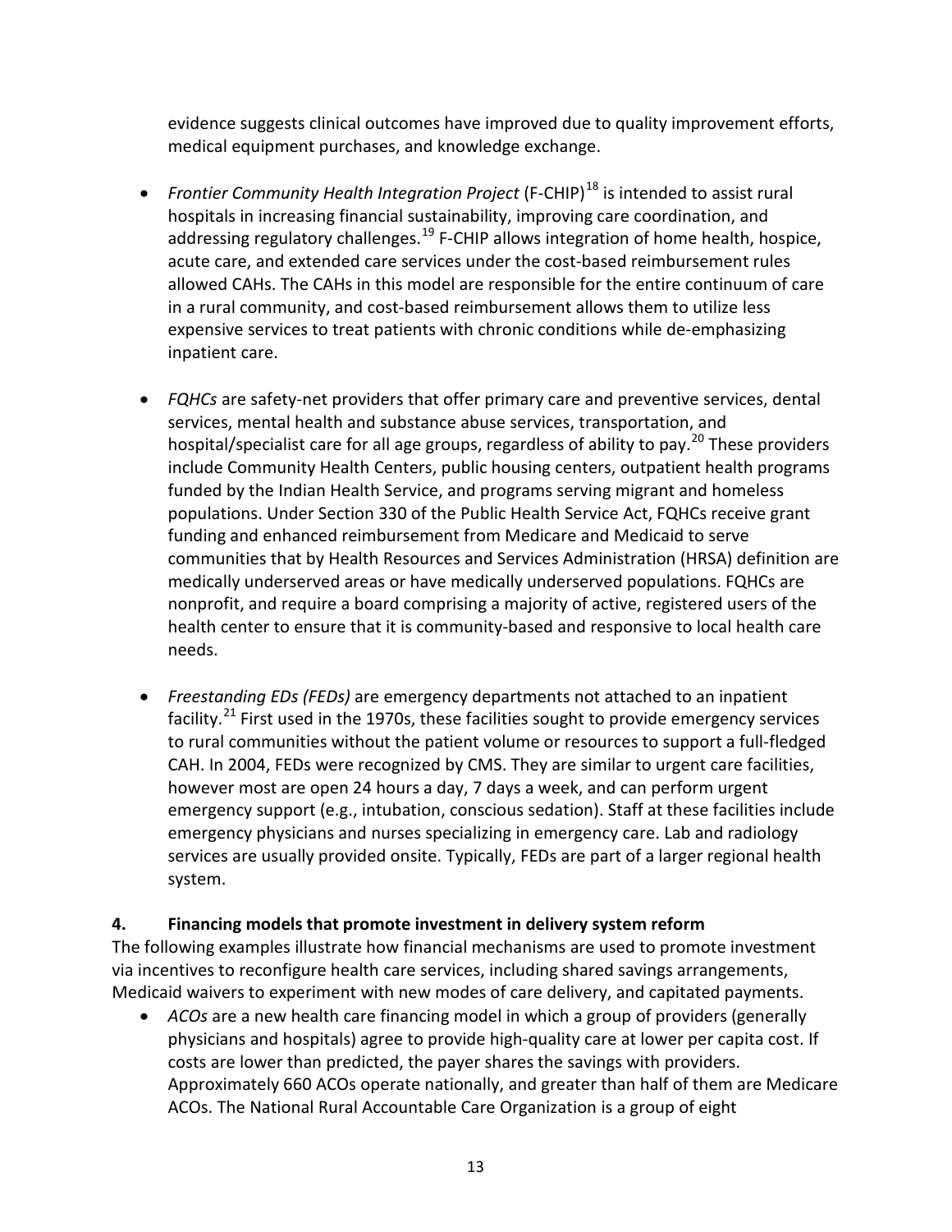evidence suggests clinical outcomes have improved due to quality improvement efforts, medical equipment purchases, and knowledge exchange.

- *Frontier Community Health Integration Project* (F-CHIP)[18] is intended to assist rural hospitals in increasing financial sustainability, improving care coordination, and addressing regulatory challenges.[19] F-CHIP allows integration of home health, hospice, acute care, and extended care services under the cost-based reimbursement rules allowed CAHs. The CAHs in this model are responsible for the entire continuum of care in a rural community, and cost-based reimbursement allows them to utilize less expensive services to treat patients with chronic conditions while de-emphasizing inpatient care.

- *FQHCs* are safety-net providers that offer primary care and preventive services, dental services, mental health and substance abuse services, transportation, and hospital/specialist care for all age groups, regardless of ability to pay.[20] These providers include Community Health Centers, public housing centers, outpatient health programs funded by the Indian Health Service, and programs serving migrant and homeless populations. Under Section 330 of the Public Health Service Act, FQHCs receive grant funding and enhanced reimbursement from Medicare and Medicaid to serve communities that by Health Resources and Services Administration (HRSA) definition are medically underserved areas or have medically underserved populations. FQHCs are nonprofit, and require a board comprising a majority of active, registered users of the health center to ensure that it is community-based and responsive to local health care needs.

- *Freestanding EDs (FEDs)* are emergency departments not attached to an inpatient facility.[21] First used in the 1970s, these facilities sought to provide emergency services to rural communities without the patient volume or resources to support a full-fledged CAH. In 2004, FEDs were recognized by CMS. They are similar to urgent care facilities, however most are open 24 hours a day, 7 days a week, and can perform urgent emergency support (e.g., intubation, conscious sedation). Staff at these facilities include emergency physicians and nurses specializing in emergency care. Lab and radiology services are usually provided onsite. Typically, FEDs are part of a larger regional health system.

### 4. Financing models that promote investment in delivery system reform

The following examples illustrate how financial mechanisms are used to promote investment via incentives to reconfigure health care services, including shared savings arrangements, Medicaid waivers to experiment with new modes of care delivery, and capitated payments.

- *ACOs* are a new health care financing model in which a group of providers (generally physicians and hospitals) agree to provide high-quality care at lower per capita cost. If costs are lower than predicted, the payer shares the savings with providers. Approximately 660 ACOs operate nationally, and greater than half of them are Medicare ACOs. The National Rural Accountable Care Organization is a group of eight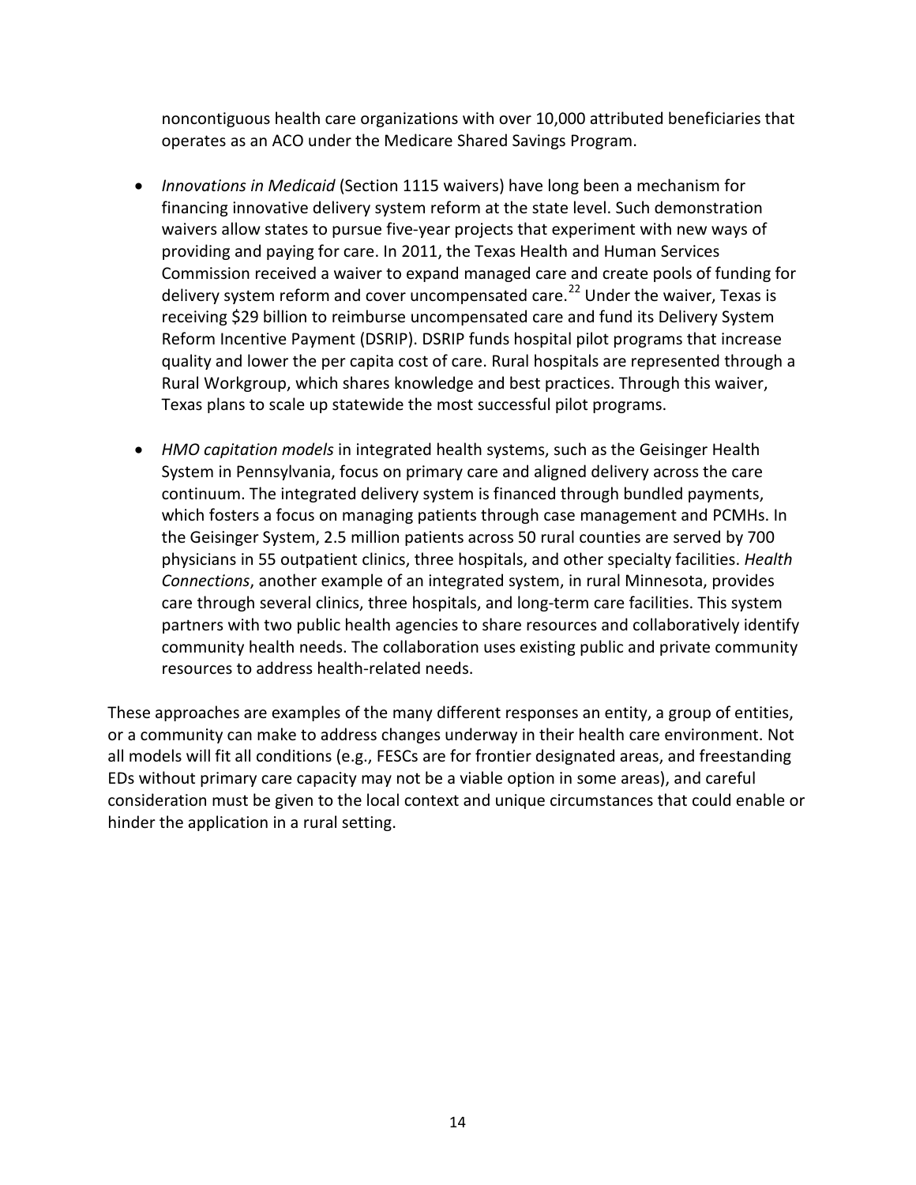noncontiguous health care organizations with over 10,000 attributed beneficiaries that operates as an ACO under the Medicare Shared Savings Program.

- *Innovations in Medicaid* (Section 1115 waivers) have long been a mechanism for financing innovative delivery system reform at the state level. Such demonstration waivers allow states to pursue five-year projects that experiment with new ways of providing and paying for care. In 2011, the Texas Health and Human Services Commission received a waiver to expand managed care and create pools of funding for delivery system reform and cover uncompensated care.[22] Under the waiver, Texas is receiving $29 billion to reimburse uncompensated care and fund its Delivery System Reform Incentive Payment (DSRIP). DSRIP funds hospital pilot programs that increase quality and lower the per capita cost of care. Rural hospitals are represented through a Rural Workgroup, which shares knowledge and best practices. Through this waiver, Texas plans to scale up statewide the most successful pilot programs.

- *HMO capitation models* in integrated health systems, such as the Geisinger Health System in Pennsylvania, focus on primary care and aligned delivery across the care continuum. The integrated delivery system is financed through bundled payments, which fosters a focus on managing patients through case management and PCMHs. In the Geisinger System, 2.5 million patients across 50 rural counties are served by 700 physicians in 55 outpatient clinics, three hospitals, and other specialty facilities. *Health Connections*, another example of an integrated system, in rural Minnesota, provides care through several clinics, three hospitals, and long-term care facilities. This system partners with two public health agencies to share resources and collaboratively identify community health needs. The collaboration uses existing public and private community resources to address health-related needs.

These approaches are examples of the many different responses an entity, a group of entities, or a community can make to address changes underway in their health care environment. Not all models will fit all conditions (e.g., FESCs are for frontier designated areas, and freestanding EDs without primary care capacity may not be a viable option in some areas), and careful consideration must be given to the local context and unique circumstances that could enable or hinder the application in a rural setting.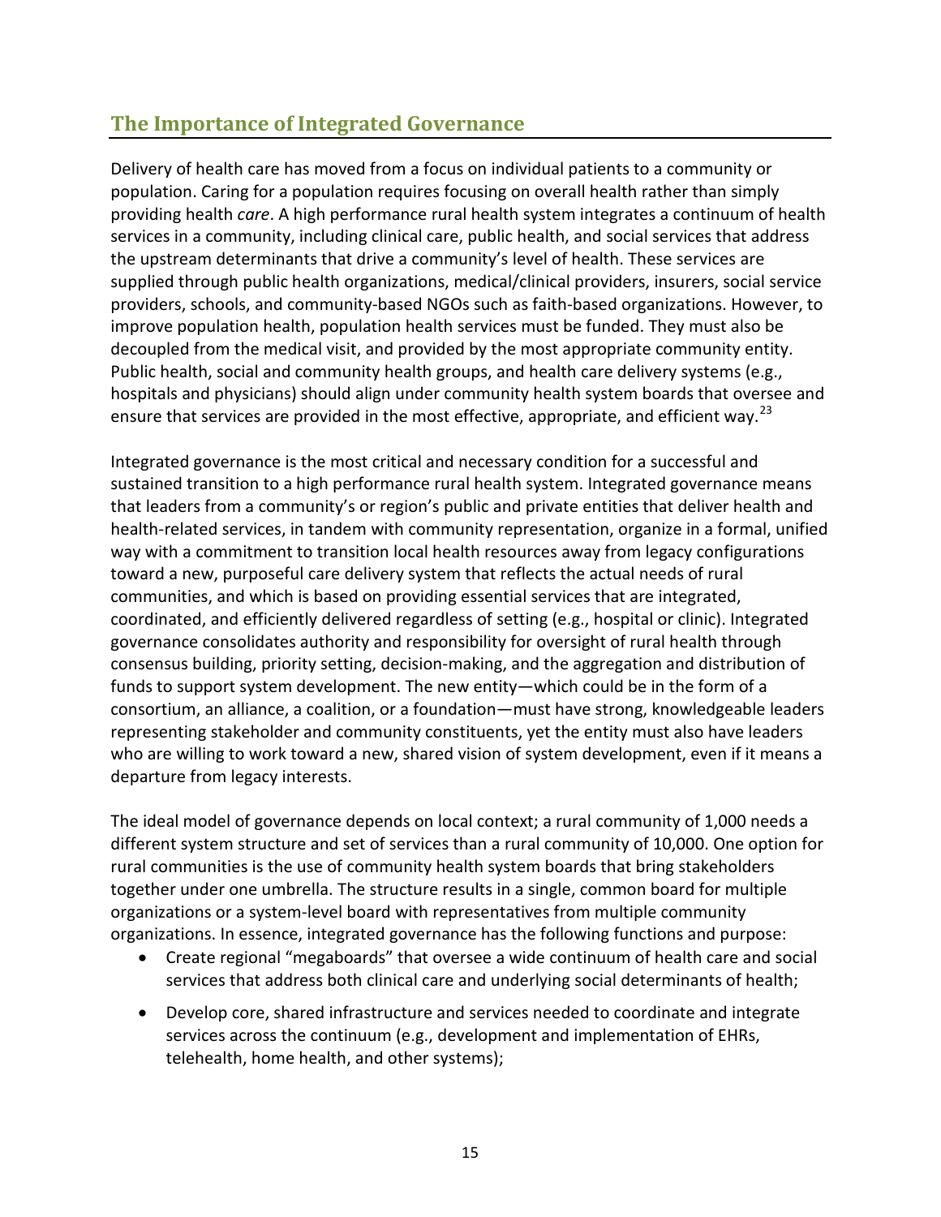## The Importance of Integrated Governance

Delivery of health care has moved from a focus on individual patients to a community or population. Caring for a population requires focusing on overall health rather than simply providing health *care*. A high performance rural health system integrates a continuum of health services in a community, including clinical care, public health, and social services that address the upstream determinants that drive a community's level of health. These services are supplied through public health organizations, medical/clinical providers, insurers, social service providers, schools, and community-based NGOs such as faith-based organizations. However, to improve population health, population health services must be funded. They must also be decoupled from the medical visit, and provided by the most appropriate community entity. Public health, social and community health groups, and health care delivery systems (e.g., hospitals and physicians) should align under community health system boards that oversee and ensure that services are provided in the most effective, appropriate, and efficient way.[23]

Integrated governance is the most critical and necessary condition for a successful and sustained transition to a high performance rural health system. Integrated governance means that leaders from a community's or region's public and private entities that deliver health and health-related services, in tandem with community representation, organize in a formal, unified way with a commitment to transition local health resources away from legacy configurations toward a new, purposeful care delivery system that reflects the actual needs of rural communities, and which is based on providing essential services that are integrated, coordinated, and efficiently delivered regardless of setting (e.g., hospital or clinic). Integrated governance consolidates authority and responsibility for oversight of rural health through consensus building, priority setting, decision-making, and the aggregation and distribution of funds to support system development. The new entity—which could be in the form of a consortium, an alliance, a coalition, or a foundation—must have strong, knowledgeable leaders representing stakeholder and community constituents, yet the entity must also have leaders who are willing to work toward a new, shared vision of system development, even if it means a departure from legacy interests.

The ideal model of governance depends on local context; a rural community of 1,000 needs a different system structure and set of services than a rural community of 10,000. One option for rural communities is the use of community health system boards that bring stakeholders together under one umbrella. The structure results in a single, common board for multiple organizations or a system-level board with representatives from multiple community organizations. In essence, integrated governance has the following functions and purpose:

- Create regional "megaboards" that oversee a wide continuum of health care and social services that address both clinical care and underlying social determinants of health;
- Develop core, shared infrastructure and services needed to coordinate and integrate services across the continuum (e.g., development and implementation of EHRs, telehealth, home health, and other systems);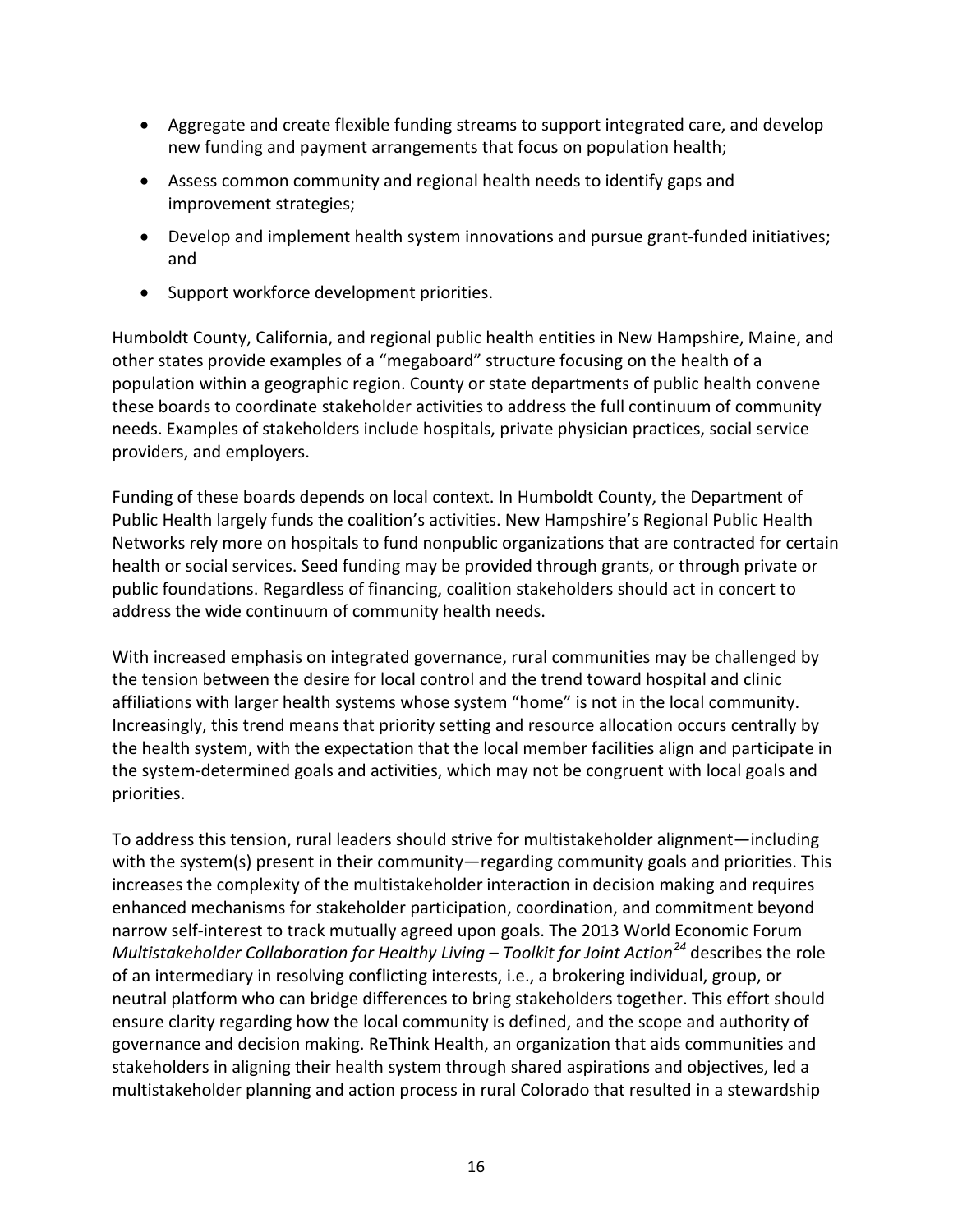- Aggregate and create flexible funding streams to support integrated care, and develop new funding and payment arrangements that focus on population health;
- Assess common community and regional health needs to identify gaps and improvement strategies;
- Develop and implement health system innovations and pursue grant-funded initiatives; and
- Support workforce development priorities.

Humboldt County, California, and regional public health entities in New Hampshire, Maine, and other states provide examples of a "megaboard" structure focusing on the health of a population within a geographic region. County or state departments of public health convene these boards to coordinate stakeholder activities to address the full continuum of community needs. Examples of stakeholders include hospitals, private physician practices, social service providers, and employers.

Funding of these boards depends on local context. In Humboldt County, the Department of Public Health largely funds the coalition's activities. New Hampshire's Regional Public Health Networks rely more on hospitals to fund nonpublic organizations that are contracted for certain health or social services. Seed funding may be provided through grants, or through private or public foundations. Regardless of financing, coalition stakeholders should act in concert to address the wide continuum of community health needs.

With increased emphasis on integrated governance, rural communities may be challenged by the tension between the desire for local control and the trend toward hospital and clinic affiliations with larger health systems whose system "home" is not in the local community. Increasingly, this trend means that priority setting and resource allocation occurs centrally by the health system, with the expectation that the local member facilities align and participate in the system-determined goals and activities, which may not be congruent with local goals and priorities.

To address this tension, rural leaders should strive for multistakeholder alignment—including with the system(s) present in their community—regarding community goals and priorities. This increases the complexity of the multistakeholder interaction in decision making and requires enhanced mechanisms for stakeholder participation, coordination, and commitment beyond narrow self-interest to track mutually agreed upon goals. The 2013 World Economic Forum *Multistakeholder Collaboration for Healthy Living – Toolkit for Joint Action*[24] describes the role of an intermediary in resolving conflicting interests, i.e., a brokering individual, group, or neutral platform who can bridge differences to bring stakeholders together. This effort should ensure clarity regarding how the local community is defined, and the scope and authority of governance and decision making. ReThink Health, an organization that aids communities and stakeholders in aligning their health system through shared aspirations and objectives, led a multistakeholder planning and action process in rural Colorado that resulted in a stewardship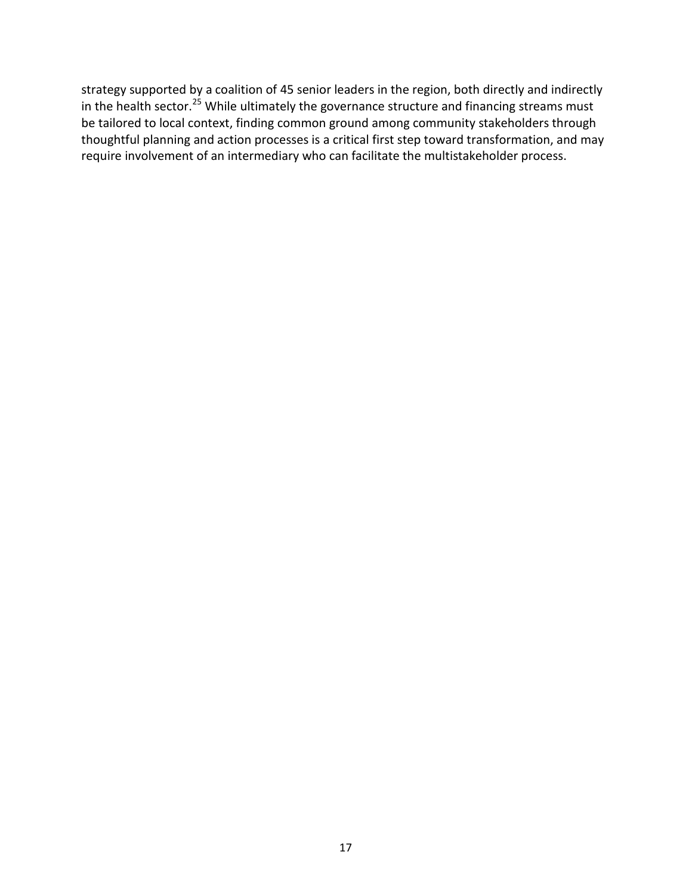strategy supported by a coalition of 45 senior leaders in the region, both directly and indirectly in the health sector.[25] While ultimately the governance structure and financing streams must be tailored to local context, finding common ground among community stakeholders through thoughtful planning and action processes is a critical first step toward transformation, and may require involvement of an intermediary who can facilitate the multistakeholder process.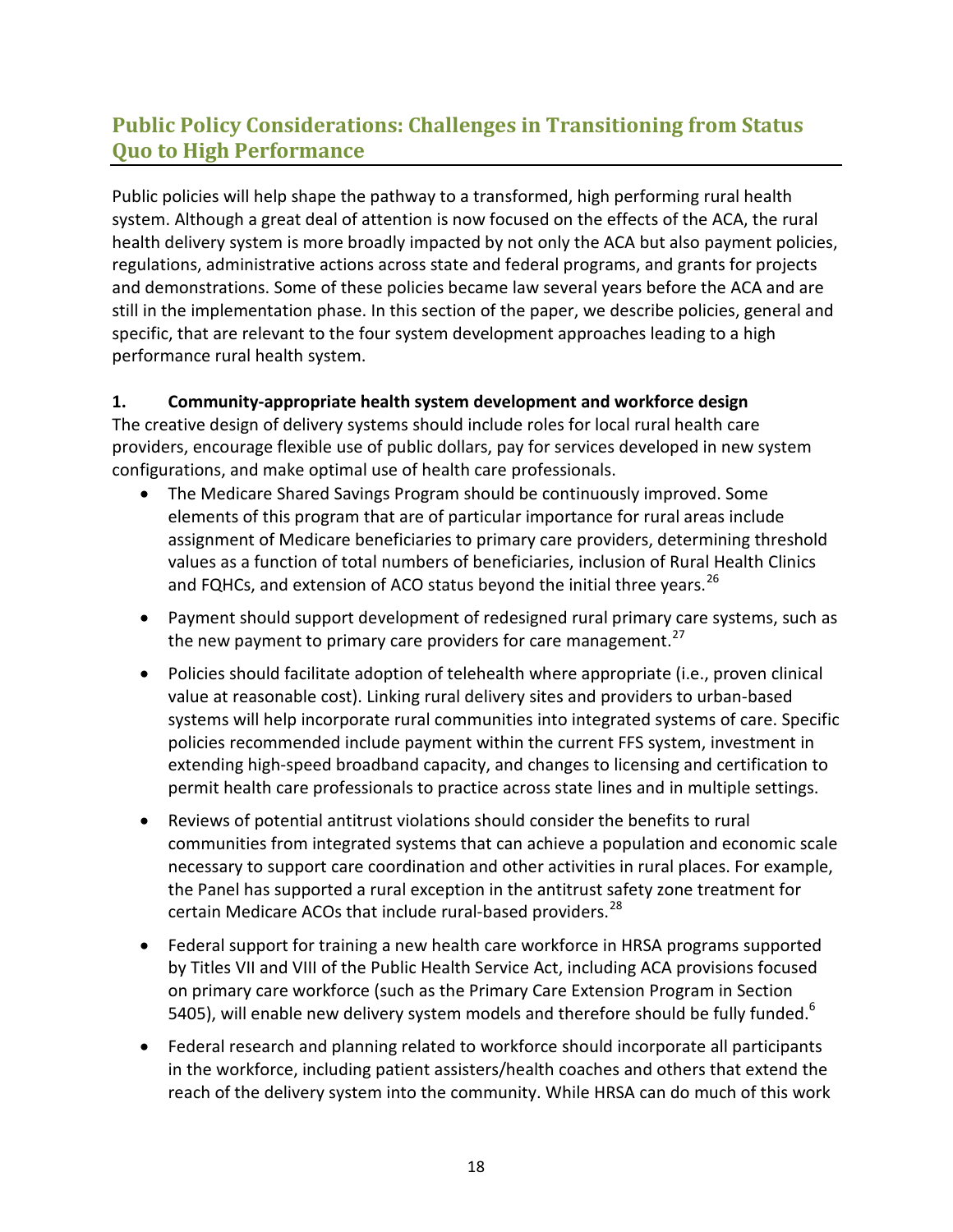## Public Policy Considerations: Challenges in Transitioning from Status Quo to High Performance

Public policies will help shape the pathway to a transformed, high performing rural health system. Although a great deal of attention is now focused on the effects of the ACA, the rural health delivery system is more broadly impacted by not only the ACA but also payment policies, regulations, administrative actions across state and federal programs, and grants for projects and demonstrations. Some of these policies became law several years before the ACA and are still in the implementation phase. In this section of the paper, we describe policies, general and specific, that are relevant to the four system development approaches leading to a high performance rural health system.

**1. Community-appropriate health system development and workforce design**

The creative design of delivery systems should include roles for local rural health care providers, encourage flexible use of public dollars, pay for services developed in new system configurations, and make optimal use of health care professionals.

- The Medicare Shared Savings Program should be continuously improved. Some elements of this program that are of particular importance for rural areas include assignment of Medicare beneficiaries to primary care providers, determining threshold values as a function of total numbers of beneficiaries, inclusion of Rural Health Clinics and FQHCs, and extension of ACO status beyond the initial three years.[26]
- Payment should support development of redesigned rural primary care systems, such as the new payment to primary care providers for care management.[27]
- Policies should facilitate adoption of telehealth where appropriate (i.e., proven clinical value at reasonable cost). Linking rural delivery sites and providers to urban-based systems will help incorporate rural communities into integrated systems of care. Specific policies recommended include payment within the current FFS system, investment in extending high-speed broadband capacity, and changes to licensing and certification to permit health care professionals to practice across state lines and in multiple settings.
- Reviews of potential antitrust violations should consider the benefits to rural communities from integrated systems that can achieve a population and economic scale necessary to support care coordination and other activities in rural places. For example, the Panel has supported a rural exception in the antitrust safety zone treatment for certain Medicare ACOs that include rural-based providers.[28]
- Federal support for training a new health care workforce in HRSA programs supported by Titles VII and VIII of the Public Health Service Act, including ACA provisions focused on primary care workforce (such as the Primary Care Extension Program in Section 5405), will enable new delivery system models and therefore should be fully funded.[6]
- Federal research and planning related to workforce should incorporate all participants in the workforce, including patient assisters/health coaches and others that extend the reach of the delivery system into the community. While HRSA can do much of this work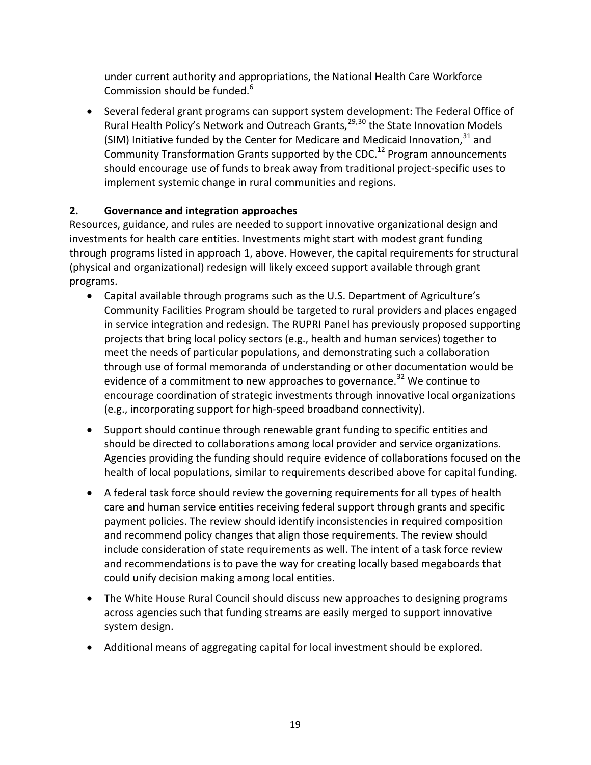under current authority and appropriations, the National Health Care Workforce Commission should be funded.[6]

- Several federal grant programs can support system development: The Federal Office of Rural Health Policy's Network and Outreach Grants,[29,30] the State Innovation Models (SIM) Initiative funded by the Center for Medicare and Medicaid Innovation,[31] and Community Transformation Grants supported by the CDC.[12] Program announcements should encourage use of funds to break away from traditional project-specific uses to implement systemic change in rural communities and regions.

**2. Governance and integration approaches**

Resources, guidance, and rules are needed to support innovative organizational design and investments for health care entities. Investments might start with modest grant funding through programs listed in approach 1, above. However, the capital requirements for structural (physical and organizational) redesign will likely exceed support available through grant programs.

- Capital available through programs such as the U.S. Department of Agriculture's Community Facilities Program should be targeted to rural providers and places engaged in service integration and redesign. The RUPRI Panel has previously proposed supporting projects that bring local policy sectors (e.g., health and human services) together to meet the needs of particular populations, and demonstrating such a collaboration through use of formal memoranda of understanding or other documentation would be evidence of a commitment to new approaches to governance.[32] We continue to encourage coordination of strategic investments through innovative local organizations (e.g., incorporating support for high-speed broadband connectivity).
- Support should continue through renewable grant funding to specific entities and should be directed to collaborations among local provider and service organizations. Agencies providing the funding should require evidence of collaborations focused on the health of local populations, similar to requirements described above for capital funding.
- A federal task force should review the governing requirements for all types of health care and human service entities receiving federal support through grants and specific payment policies. The review should identify inconsistencies in required composition and recommend policy changes that align those requirements. The review should include consideration of state requirements as well. The intent of a task force review and recommendations is to pave the way for creating locally based megaboards that could unify decision making among local entities.
- The White House Rural Council should discuss new approaches to designing programs across agencies such that funding streams are easily merged to support innovative system design.
- Additional means of aggregating capital for local investment should be explored.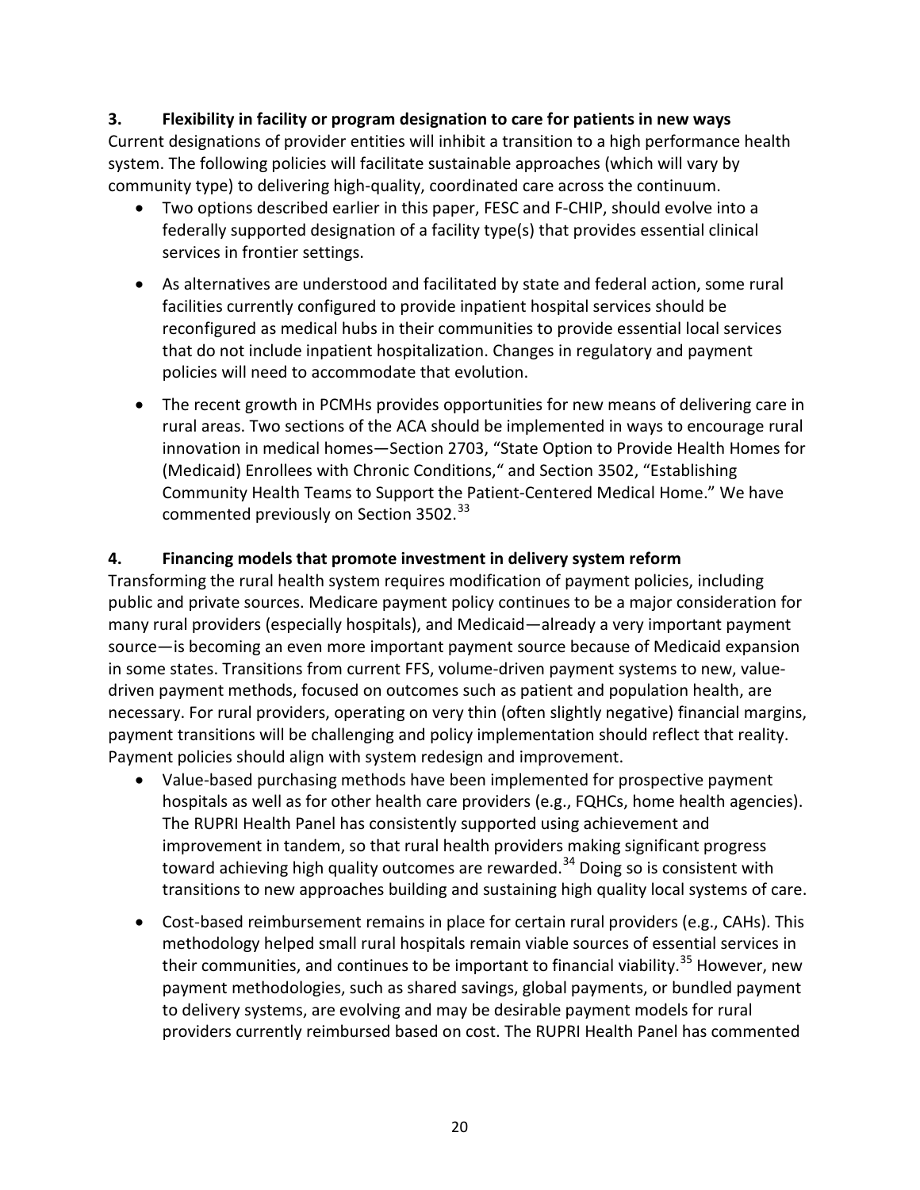**3. Flexibility in facility or program designation to care for patients in new ways**

Current designations of provider entities will inhibit a transition to a high performance health system. The following policies will facilitate sustainable approaches (which will vary by community type) to delivering high-quality, coordinated care across the continuum.

- Two options described earlier in this paper, FESC and F-CHIP, should evolve into a federally supported designation of a facility type(s) that provides essential clinical services in frontier settings.
- As alternatives are understood and facilitated by state and federal action, some rural facilities currently configured to provide inpatient hospital services should be reconfigured as medical hubs in their communities to provide essential local services that do not include inpatient hospitalization. Changes in regulatory and payment policies will need to accommodate that evolution.
- The recent growth in PCMHs provides opportunities for new means of delivering care in rural areas. Two sections of the ACA should be implemented in ways to encourage rural innovation in medical homes—Section 2703, "State Option to Provide Health Homes for (Medicaid) Enrollees with Chronic Conditions," and Section 3502, "Establishing Community Health Teams to Support the Patient-Centered Medical Home." We have commented previously on Section 3502.[33]

**4. Financing models that promote investment in delivery system reform**

Transforming the rural health system requires modification of payment policies, including public and private sources. Medicare payment policy continues to be a major consideration for many rural providers (especially hospitals), and Medicaid—already a very important payment source—is becoming an even more important payment source because of Medicaid expansion in some states. Transitions from current FFS, volume-driven payment systems to new, value-driven payment methods, focused on outcomes such as patient and population health, are necessary. For rural providers, operating on very thin (often slightly negative) financial margins, payment transitions will be challenging and policy implementation should reflect that reality. Payment policies should align with system redesign and improvement.

- Value-based purchasing methods have been implemented for prospective payment hospitals as well as for other health care providers (e.g., FQHCs, home health agencies). The RUPRI Health Panel has consistently supported using achievement and improvement in tandem, so that rural health providers making significant progress toward achieving high quality outcomes are rewarded.[34] Doing so is consistent with transitions to new approaches building and sustaining high quality local systems of care.
- Cost-based reimbursement remains in place for certain rural providers (e.g., CAHs). This methodology helped small rural hospitals remain viable sources of essential services in their communities, and continues to be important to financial viability.[35] However, new payment methodologies, such as shared savings, global payments, or bundled payment to delivery systems, are evolving and may be desirable payment models for rural providers currently reimbursed based on cost. The RUPRI Health Panel has commented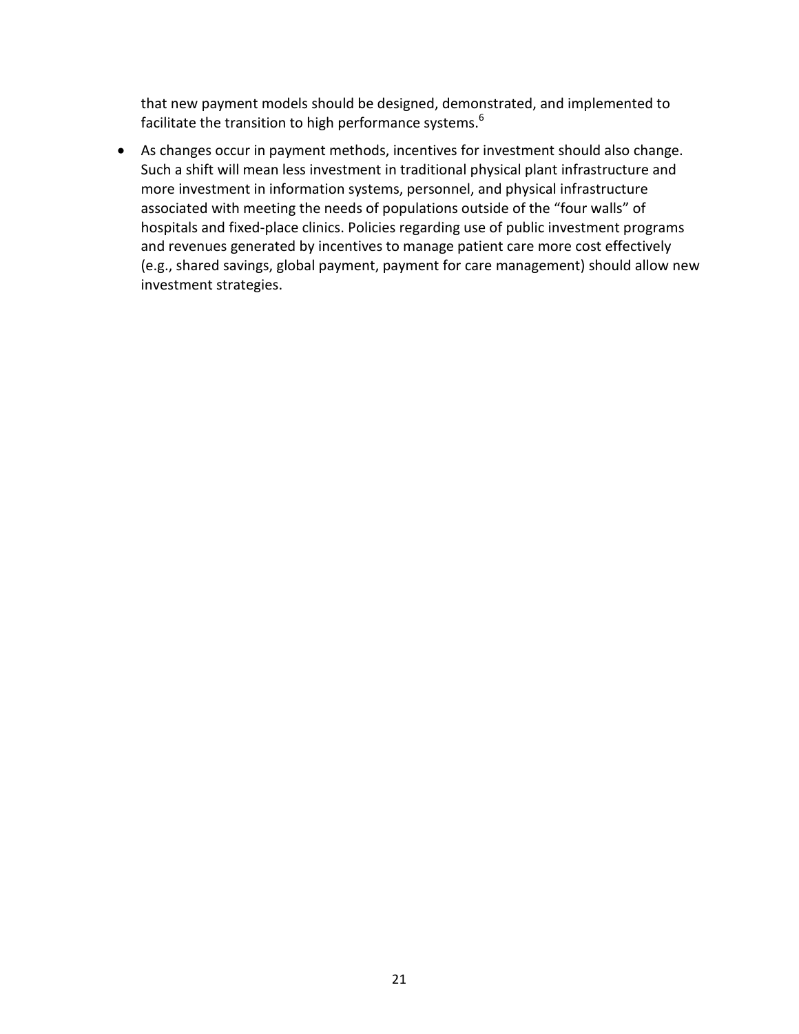that new payment models should be designed, demonstrated, and implemented to facilitate the transition to high performance systems.[6]

- As changes occur in payment methods, incentives for investment should also change. Such a shift will mean less investment in traditional physical plant infrastructure and more investment in information systems, personnel, and physical infrastructure associated with meeting the needs of populations outside of the "four walls" of hospitals and fixed-place clinics. Policies regarding use of public investment programs and revenues generated by incentives to manage patient care more cost effectively (e.g., shared savings, global payment, payment for care management) should allow new investment strategies.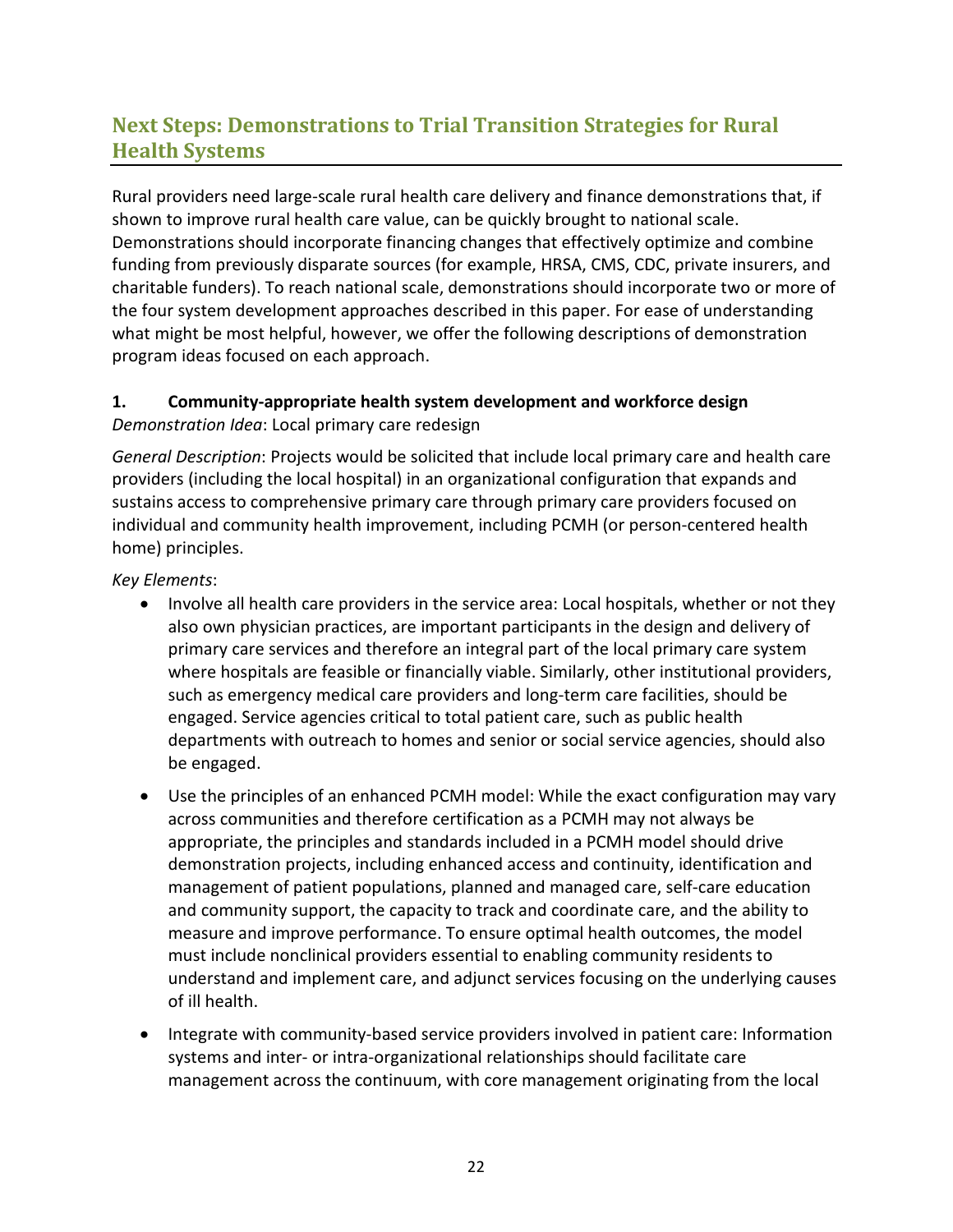## Next Steps: Demonstrations to Trial Transition Strategies for Rural Health Systems

Rural providers need large-scale rural health care delivery and finance demonstrations that, if shown to improve rural health care value, can be quickly brought to national scale. Demonstrations should incorporate financing changes that effectively optimize and combine funding from previously disparate sources (for example, HRSA, CMS, CDC, private insurers, and charitable funders). To reach national scale, demonstrations should incorporate two or more of the four system development approaches described in this paper. For ease of understanding what might be most helpful, however, we offer the following descriptions of demonstration program ideas focused on each approach.

### 1. Community-appropriate health system development and workforce design

*Demonstration Idea*: Local primary care redesign

*General Description*: Projects would be solicited that include local primary care and health care providers (including the local hospital) in an organizational configuration that expands and sustains access to comprehensive primary care through primary care providers focused on individual and community health improvement, including PCMH (or person-centered health home) principles.

*Key Elements*:

- Involve all health care providers in the service area: Local hospitals, whether or not they also own physician practices, are important participants in the design and delivery of primary care services and therefore an integral part of the local primary care system where hospitals are feasible or financially viable. Similarly, other institutional providers, such as emergency medical care providers and long-term care facilities, should be engaged. Service agencies critical to total patient care, such as public health departments with outreach to homes and senior or social service agencies, should also be engaged.
- Use the principles of an enhanced PCMH model: While the exact configuration may vary across communities and therefore certification as a PCMH may not always be appropriate, the principles and standards included in a PCMH model should drive demonstration projects, including enhanced access and continuity, identification and management of patient populations, planned and managed care, self-care education and community support, the capacity to track and coordinate care, and the ability to measure and improve performance. To ensure optimal health outcomes, the model must include nonclinical providers essential to enabling community residents to understand and implement care, and adjunct services focusing on the underlying causes of ill health.
- Integrate with community-based service providers involved in patient care: Information systems and inter- or intra-organizational relationships should facilitate care management across the continuum, with core management originating from the local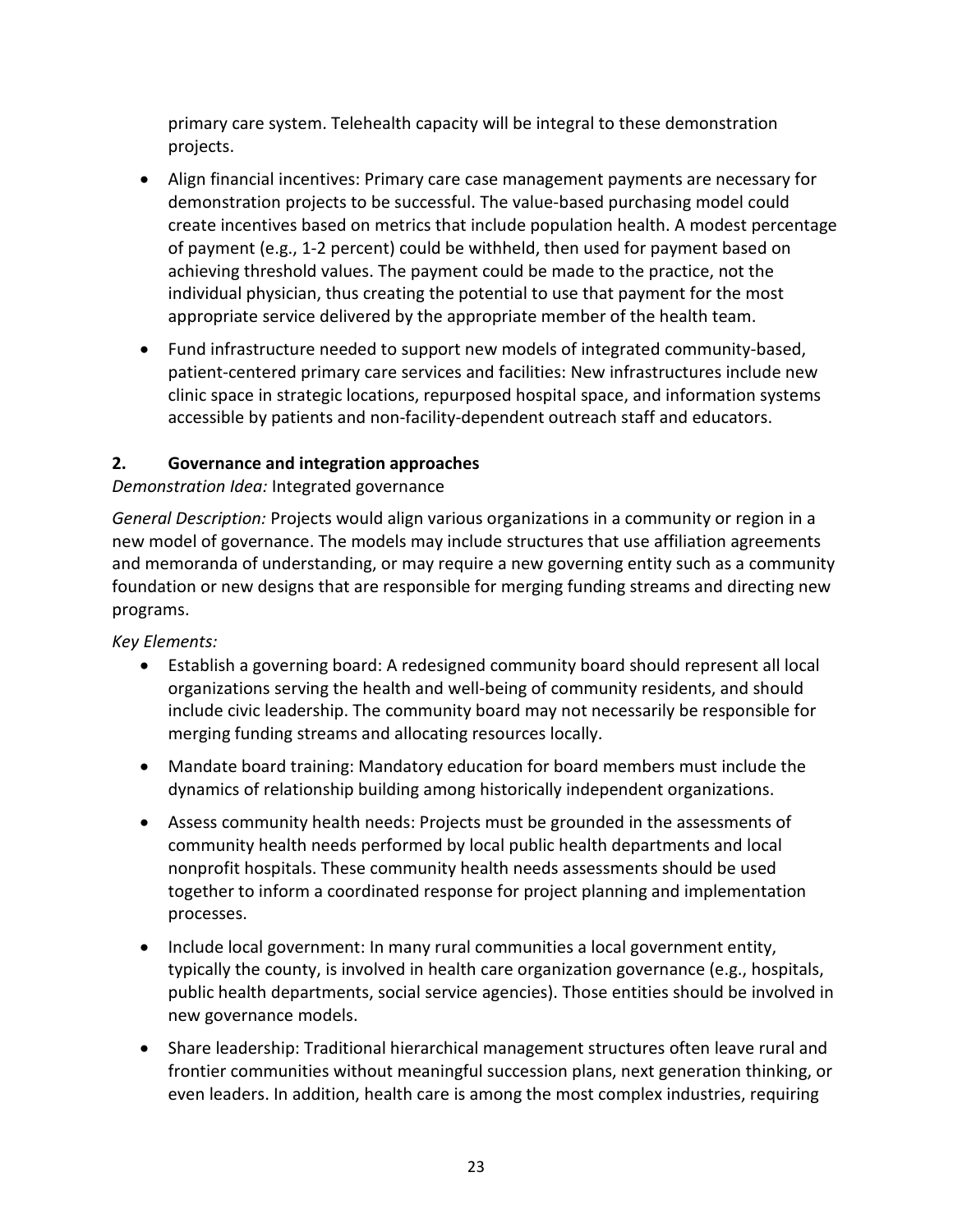primary care system. Telehealth capacity will be integral to these demonstration projects.

- Align financial incentives: Primary care case management payments are necessary for demonstration projects to be successful. The value-based purchasing model could create incentives based on metrics that include population health. A modest percentage of payment (e.g., 1-2 percent) could be withheld, then used for payment based on achieving threshold values. The payment could be made to the practice, not the individual physician, thus creating the potential to use that payment for the most appropriate service delivered by the appropriate member of the health team.
- Fund infrastructure needed to support new models of integrated community-based, patient-centered primary care services and facilities: New infrastructures include new clinic space in strategic locations, repurposed hospital space, and information systems accessible by patients and non-facility-dependent outreach staff and educators.

## 2. Governance and integration approaches

*Demonstration Idea:* Integrated governance

*General Description:* Projects would align various organizations in a community or region in a new model of governance. The models may include structures that use affiliation agreements and memoranda of understanding, or may require a new governing entity such as a community foundation or new designs that are responsible for merging funding streams and directing new programs.

*Key Elements:*

- Establish a governing board: A redesigned community board should represent all local organizations serving the health and well-being of community residents, and should include civic leadership. The community board may not necessarily be responsible for merging funding streams and allocating resources locally.
- Mandate board training: Mandatory education for board members must include the dynamics of relationship building among historically independent organizations.
- Assess community health needs: Projects must be grounded in the assessments of community health needs performed by local public health departments and local nonprofit hospitals. These community health needs assessments should be used together to inform a coordinated response for project planning and implementation processes.
- Include local government: In many rural communities a local government entity, typically the county, is involved in health care organization governance (e.g., hospitals, public health departments, social service agencies). Those entities should be involved in new governance models.
- Share leadership: Traditional hierarchical management structures often leave rural and frontier communities without meaningful succession plans, next generation thinking, or even leaders. In addition, health care is among the most complex industries, requiring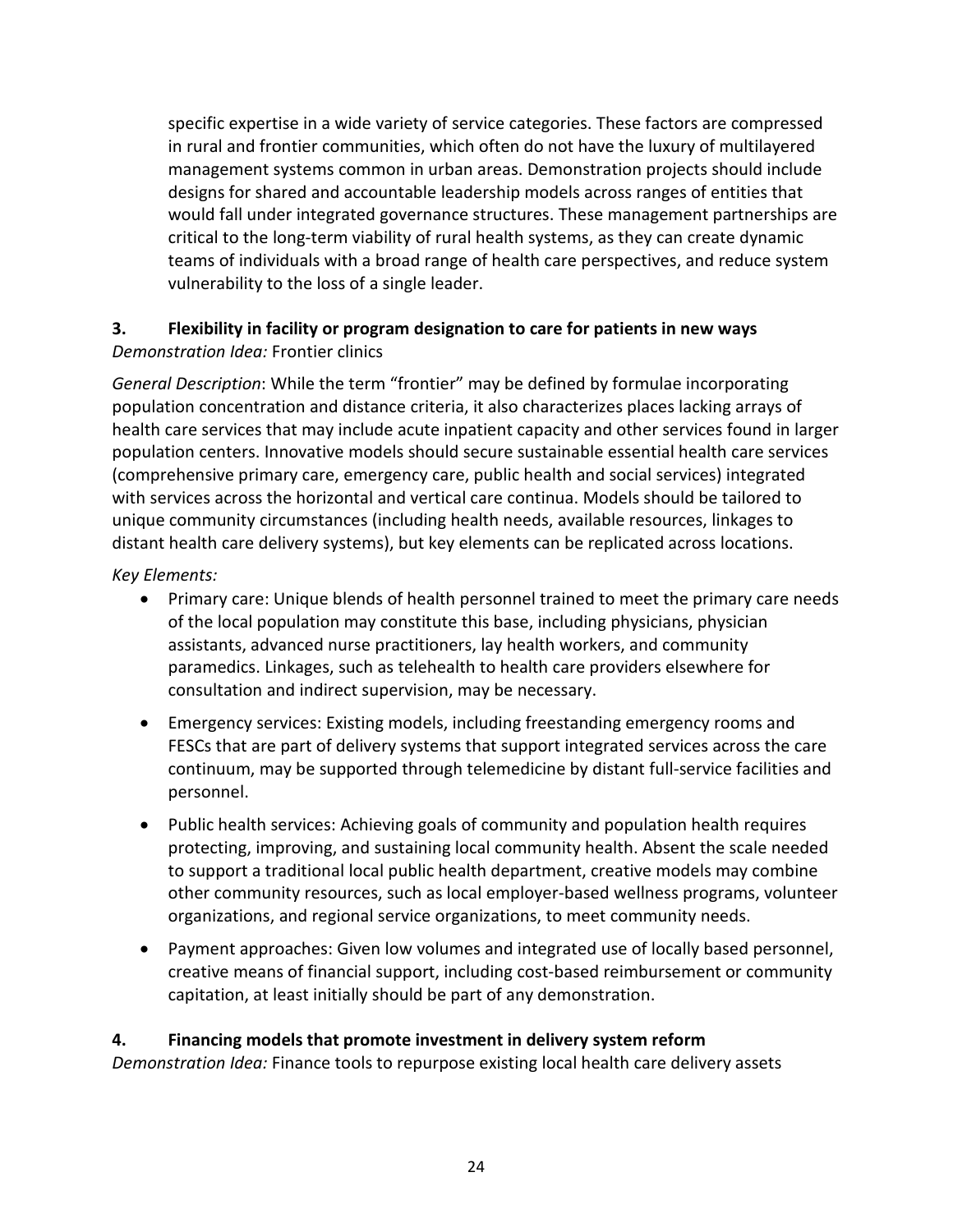specific expertise in a wide variety of service categories. These factors are compressed in rural and frontier communities, which often do not have the luxury of multilayered management systems common in urban areas. Demonstration projects should include designs for shared and accountable leadership models across ranges of entities that would fall under integrated governance structures. These management partnerships are critical to the long-term viability of rural health systems, as they can create dynamic teams of individuals with a broad range of health care perspectives, and reduce system vulnerability to the loss of a single leader.

### 3. Flexibility in facility or program designation to care for patients in new ways

*Demonstration Idea:* Frontier clinics

*General Description*: While the term "frontier" may be defined by formulae incorporating population concentration and distance criteria, it also characterizes places lacking arrays of health care services that may include acute inpatient capacity and other services found in larger population centers. Innovative models should secure sustainable essential health care services (comprehensive primary care, emergency care, public health and social services) integrated with services across the horizontal and vertical care continua. Models should be tailored to unique community circumstances (including health needs, available resources, linkages to distant health care delivery systems), but key elements can be replicated across locations.

*Key Elements:*

- Primary care: Unique blends of health personnel trained to meet the primary care needs of the local population may constitute this base, including physicians, physician assistants, advanced nurse practitioners, lay health workers, and community paramedics. Linkages, such as telehealth to health care providers elsewhere for consultation and indirect supervision, may be necessary.
- Emergency services: Existing models, including freestanding emergency rooms and FESCs that are part of delivery systems that support integrated services across the care continuum, may be supported through telemedicine by distant full-service facilities and personnel.
- Public health services: Achieving goals of community and population health requires protecting, improving, and sustaining local community health. Absent the scale needed to support a traditional local public health department, creative models may combine other community resources, such as local employer-based wellness programs, volunteer organizations, and regional service organizations, to meet community needs.
- Payment approaches: Given low volumes and integrated use of locally based personnel, creative means of financial support, including cost-based reimbursement or community capitation, at least initially should be part of any demonstration.

### 4. Financing models that promote investment in delivery system reform

*Demonstration Idea:* Finance tools to repurpose existing local health care delivery assets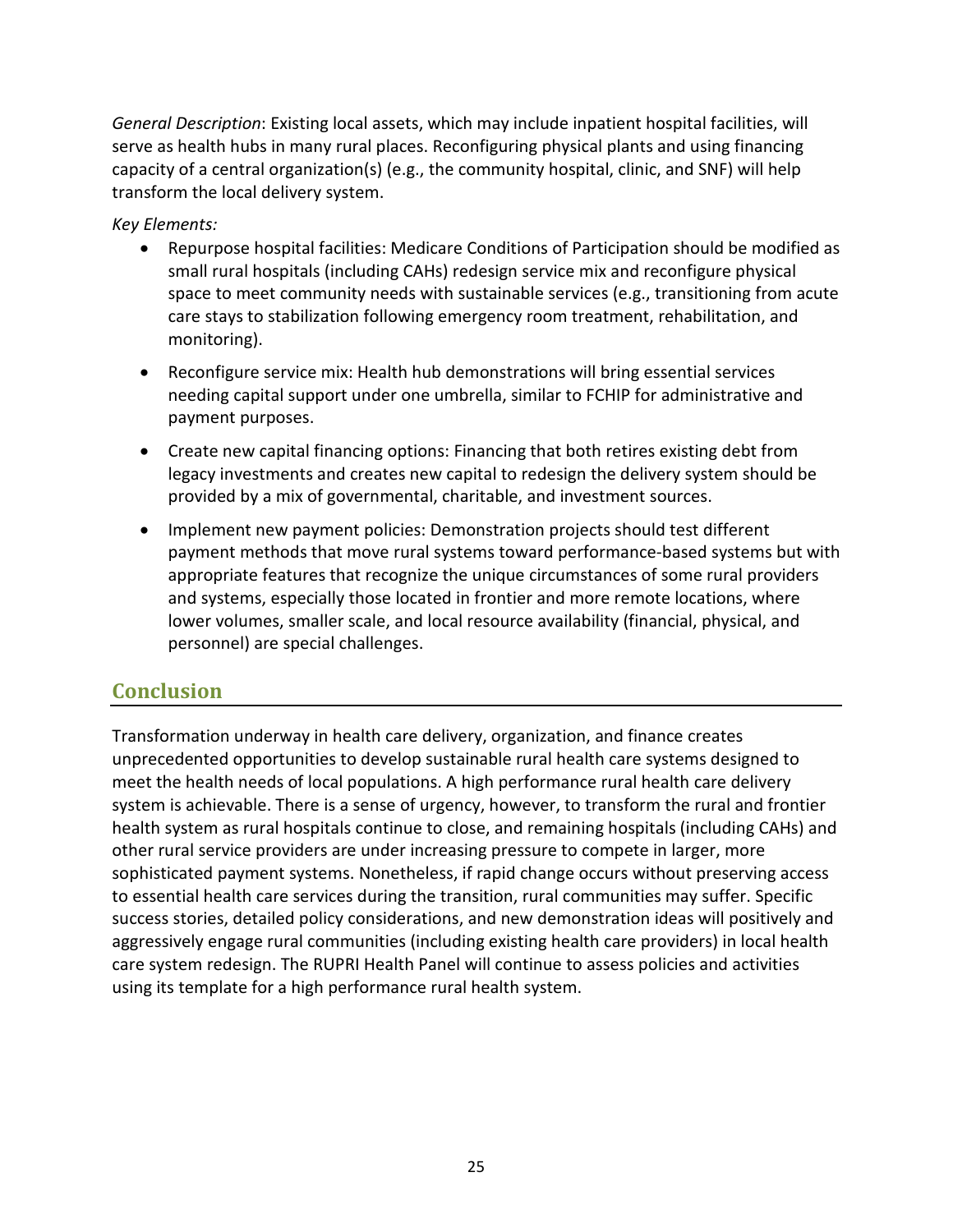*General Description*: Existing local assets, which may include inpatient hospital facilities, will serve as health hubs in many rural places. Reconfiguring physical plants and using financing capacity of a central organization(s) (e.g., the community hospital, clinic, and SNF) will help transform the local delivery system.

*Key Elements:*

- Repurpose hospital facilities: Medicare Conditions of Participation should be modified as small rural hospitals (including CAHs) redesign service mix and reconfigure physical space to meet community needs with sustainable services (e.g., transitioning from acute care stays to stabilization following emergency room treatment, rehabilitation, and monitoring).
- Reconfigure service mix: Health hub demonstrations will bring essential services needing capital support under one umbrella, similar to FCHIP for administrative and payment purposes.
- Create new capital financing options: Financing that both retires existing debt from legacy investments and creates new capital to redesign the delivery system should be provided by a mix of governmental, charitable, and investment sources.
- Implement new payment policies: Demonstration projects should test different payment methods that move rural systems toward performance-based systems but with appropriate features that recognize the unique circumstances of some rural providers and systems, especially those located in frontier and more remote locations, where lower volumes, smaller scale, and local resource availability (financial, physical, and personnel) are special challenges.

## Conclusion

Transformation underway in health care delivery, organization, and finance creates unprecedented opportunities to develop sustainable rural health care systems designed to meet the health needs of local populations. A high performance rural health care delivery system is achievable. There is a sense of urgency, however, to transform the rural and frontier health system as rural hospitals continue to close, and remaining hospitals (including CAHs) and other rural service providers are under increasing pressure to compete in larger, more sophisticated payment systems. Nonetheless, if rapid change occurs without preserving access to essential health care services during the transition, rural communities may suffer. Specific success stories, detailed policy considerations, and new demonstration ideas will positively and aggressively engage rural communities (including existing health care providers) in local health care system redesign. The RUPRI Health Panel will continue to assess policies and activities using its template for a high performance rural health system.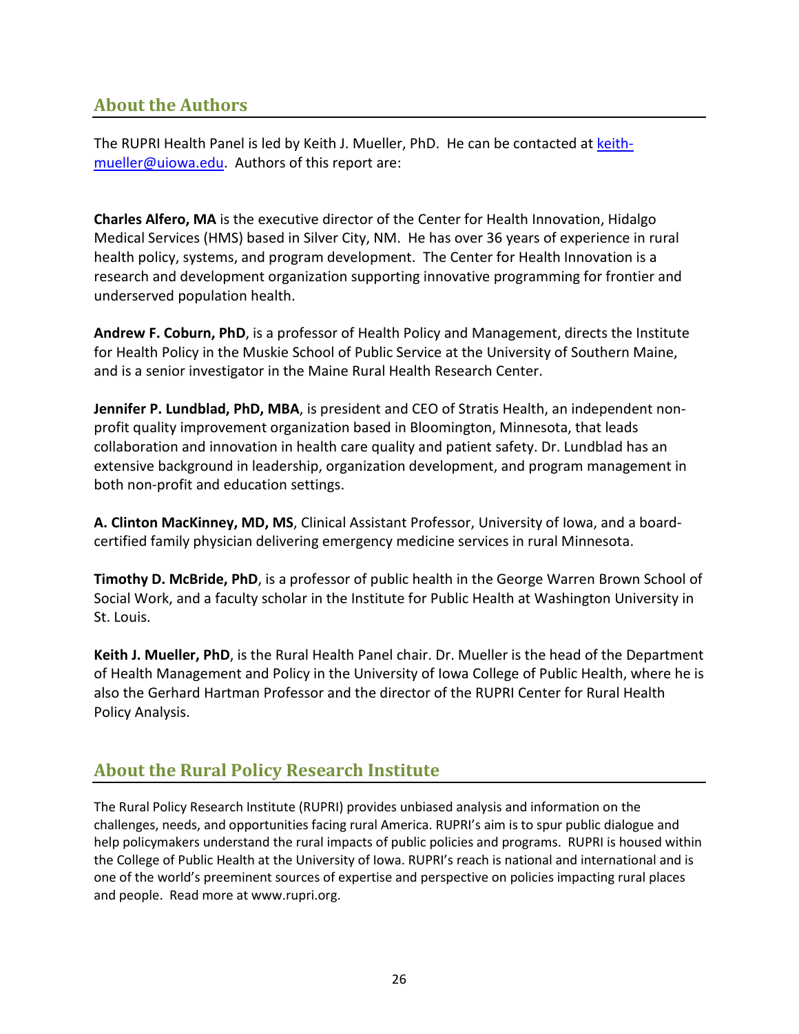## About the Authors

The RUPRI Health Panel is led by Keith J. Mueller, PhD. He can be contacted at keith-mueller@uiowa.edu. Authors of this report are:

**Charles Alfero, MA** is the executive director of the Center for Health Innovation, Hidalgo Medical Services (HMS) based in Silver City, NM. He has over 36 years of experience in rural health policy, systems, and program development. The Center for Health Innovation is a research and development organization supporting innovative programming for frontier and underserved population health.

**Andrew F. Coburn, PhD**, is a professor of Health Policy and Management, directs the Institute for Health Policy in the Muskie School of Public Service at the University of Southern Maine, and is a senior investigator in the Maine Rural Health Research Center.

**Jennifer P. Lundblad, PhD, MBA**, is president and CEO of Stratis Health, an independent non-profit quality improvement organization based in Bloomington, Minnesota, that leads collaboration and innovation in health care quality and patient safety. Dr. Lundblad has an extensive background in leadership, organization development, and program management in both non-profit and education settings.

**A. Clinton MacKinney, MD, MS**, Clinical Assistant Professor, University of Iowa, and a board-certified family physician delivering emergency medicine services in rural Minnesota.

**Timothy D. McBride, PhD**, is a professor of public health in the George Warren Brown School of Social Work, and a faculty scholar in the Institute for Public Health at Washington University in St. Louis.

**Keith J. Mueller, PhD**, is the Rural Health Panel chair. Dr. Mueller is the head of the Department of Health Management and Policy in the University of Iowa College of Public Health, where he is also the Gerhard Hartman Professor and the director of the RUPRI Center for Rural Health Policy Analysis.

## About the Rural Policy Research Institute

The Rural Policy Research Institute (RUPRI) provides unbiased analysis and information on the challenges, needs, and opportunities facing rural America. RUPRI's aim is to spur public dialogue and help policymakers understand the rural impacts of public policies and programs. RUPRI is housed within the College of Public Health at the University of Iowa. RUPRI's reach is national and international and is one of the world's preeminent sources of expertise and perspective on policies impacting rural places and people. Read more at www.rupri.org.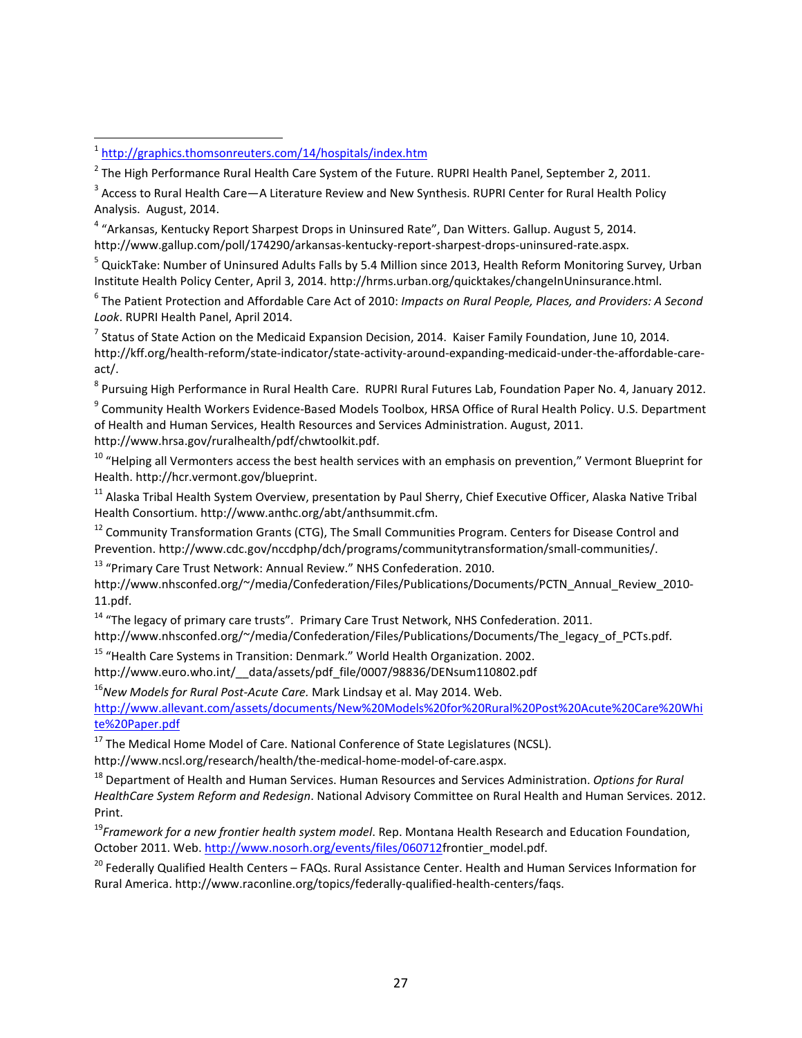[1] http://graphics.thomsonreuters.com/14/hospitals/index.htm

[2] The High Performance Rural Health Care System of the Future. RUPRI Health Panel, September 2, 2011.

[3] Access to Rural Health Care—A Literature Review and New Synthesis. RUPRI Center for Rural Health Policy Analysis. August, 2014.

[4] "Arkansas, Kentucky Report Sharpest Drops in Uninsured Rate", Dan Witters. Gallup. August 5, 2014. http://www.gallup.com/poll/174290/arkansas-kentucky-report-sharpest-drops-uninsured-rate.aspx.

[5] QuickTake: Number of Uninsured Adults Falls by 5.4 Million since 2013, Health Reform Monitoring Survey, Urban Institute Health Policy Center, April 3, 2014. http://hrms.urban.org/quicktakes/changeInUninsurance.html.

[6] The Patient Protection and Affordable Care Act of 2010: *Impacts on Rural People, Places, and Providers: A Second Look*. RUPRI Health Panel, April 2014.

[7] Status of State Action on the Medicaid Expansion Decision, 2014. Kaiser Family Foundation, June 10, 2014. http://kff.org/health-reform/state-indicator/state-activity-around-expanding-medicaid-under-the-affordable-care-act/.

[8] Pursuing High Performance in Rural Health Care. RUPRI Rural Futures Lab, Foundation Paper No. 4, January 2012.

[9] Community Health Workers Evidence-Based Models Toolbox, HRSA Office of Rural Health Policy. U.S. Department of Health and Human Services, Health Resources and Services Administration. August, 2011. http://www.hrsa.gov/ruralhealth/pdf/chwtoolkit.pdf.

[10] "Helping all Vermonters access the best health services with an emphasis on prevention," Vermont Blueprint for Health. http://hcr.vermont.gov/blueprint.

[11] Alaska Tribal Health System Overview, presentation by Paul Sherry, Chief Executive Officer, Alaska Native Tribal Health Consortium. http://www.anthc.org/abt/anthsummit.cfm.

[12] Community Transformation Grants (CTG), The Small Communities Program. Centers for Disease Control and Prevention. http://www.cdc.gov/nccdphp/dch/programs/communitytransformation/small-communities/.

[13] "Primary Care Trust Network: Annual Review." NHS Confederation. 2010. http://www.nhsconfed.org/~/media/Confederation/Files/Publications/Documents/PCTN_Annual_Review_2010-11.pdf.

[14] "The legacy of primary care trusts". Primary Care Trust Network, NHS Confederation. 2011. http://www.nhsconfed.org/~/media/Confederation/Files/Publications/Documents/The_legacy_of_PCTs.pdf.

[15] "Health Care Systems in Transition: Denmark." World Health Organization. 2002. http://www.euro.who.int/__data/assets/pdf_file/0007/98836/DENsum110802.pdf

[16] *New Models for Rural Post-Acute Care.* Mark Lindsay et al. May 2014. Web. http://www.allevant.com/assets/documents/New%20Models%20for%20Rural%20Post%20Acute%20Care%20White%20Paper.pdf

[17] The Medical Home Model of Care. National Conference of State Legislatures (NCSL). http://www.ncsl.org/research/health/the-medical-home-model-of-care.aspx.

[18] Department of Health and Human Services. Human Resources and Services Administration. *Options for Rural HealthCare System Reform and Redesign*. National Advisory Committee on Rural Health and Human Services. 2012. Print.

[19] *Framework for a new frontier health system model*. Rep. Montana Health Research and Education Foundation, October 2011. Web. http://www.nosorh.org/events/files/060712frontier_model.pdf.

[20] Federally Qualified Health Centers – FAQs. Rural Assistance Center. Health and Human Services Information for Rural America. http://www.raconline.org/topics/federally-qualified-health-centers/faqs.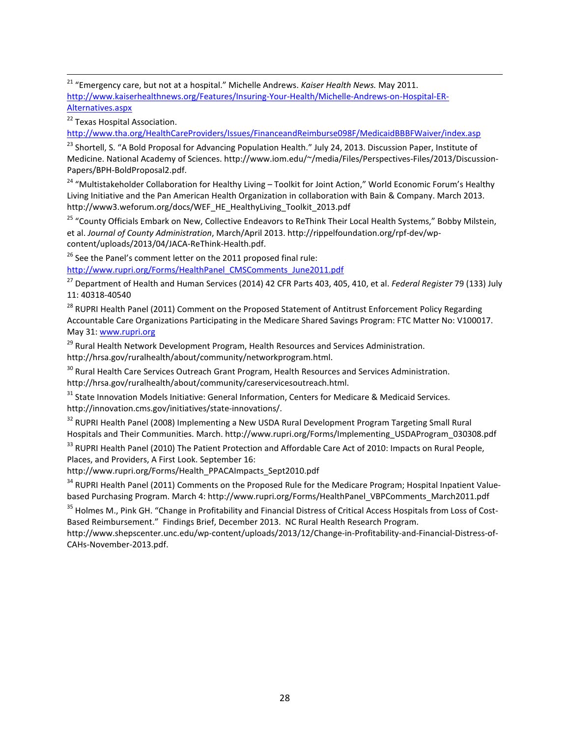[21] "Emergency care, but not at a hospital." Michelle Andrews. *Kaiser Health News.* May 2011. http://www.kaiserhealthnews.org/Features/Insuring-Your-Health/Michelle-Andrews-on-Hospital-ER-Alternatives.aspx

[22] Texas Hospital Association. http://www.tha.org/HealthCareProviders/Issues/FinanceandReimburse098F/MedicaidBBBFWaiver/index.asp

[23] Shortell, S. "A Bold Proposal for Advancing Population Health." July 24, 2013. Discussion Paper, Institute of Medicine. National Academy of Sciences. http://www.iom.edu/~/media/Files/Perspectives-Files/2013/Discussion-Papers/BPH-BoldProposal2.pdf.

[24] "Multistakeholder Collaboration for Healthy Living – Toolkit for Joint Action," World Economic Forum's Healthy Living Initiative and the Pan American Health Organization in collaboration with Bain & Company. March 2013. http://www3.weforum.org/docs/WEF_HE_HealthyLiving_Toolkit_2013.pdf

[25] "County Officials Embark on New, Collective Endeavors to ReThink Their Local Health Systems," Bobby Milstein, et al. *Journal of County Administration*, March/April 2013. http://rippelfoundation.org/rpf-dev/wp-content/uploads/2013/04/JACA-ReThink-Health.pdf.

[26] See the Panel's comment letter on the 2011 proposed final rule: http://www.rupri.org/Forms/HealthPanel_CMSComments_June2011.pdf

[27] Department of Health and Human Services (2014) 42 CFR Parts 403, 405, 410, et al. *Federal Register* 79 (133) July 11: 40318-40540

[28] RUPRI Health Panel (2011) Comment on the Proposed Statement of Antitrust Enforcement Policy Regarding Accountable Care Organizations Participating in the Medicare Shared Savings Program: FTC Matter No: V100017. May 31: www.rupri.org

[29] Rural Health Network Development Program, Health Resources and Services Administration. http://hrsa.gov/ruralhealth/about/community/networkprogram.html.

[30] Rural Health Care Services Outreach Grant Program, Health Resources and Services Administration. http://hrsa.gov/ruralhealth/about/community/careservicesoutreach.html.

[31] State Innovation Models Initiative: General Information, Centers for Medicare & Medicaid Services. http://innovation.cms.gov/initiatives/state-innovations/.

[32] RUPRI Health Panel (2008) Implementing a New USDA Rural Development Program Targeting Small Rural Hospitals and Their Communities. March. http://www.rupri.org/Forms/Implementing_USDAProgram_030308.pdf

[33] RUPRI Health Panel (2010) The Patient Protection and Affordable Care Act of 2010: Impacts on Rural People, Places, and Providers, A First Look. September 16: http://www.rupri.org/Forms/Health_PPACAImpacts_Sept2010.pdf

[34] RUPRI Health Panel (2011) Comments on the Proposed Rule for the Medicare Program; Hospital Inpatient Value-based Purchasing Program. March 4: http://www.rupri.org/Forms/HealthPanel_VBPComments_March2011.pdf

[35] Holmes M., Pink GH. "Change in Profitability and Financial Distress of Critical Access Hospitals from Loss of Cost-Based Reimbursement." Findings Brief, December 2013. NC Rural Health Research Program. http://www.shepscenter.unc.edu/wp-content/uploads/2013/12/Change-in-Profitability-and-Financial-Distress-of-CAHs-November-2013.pdf.